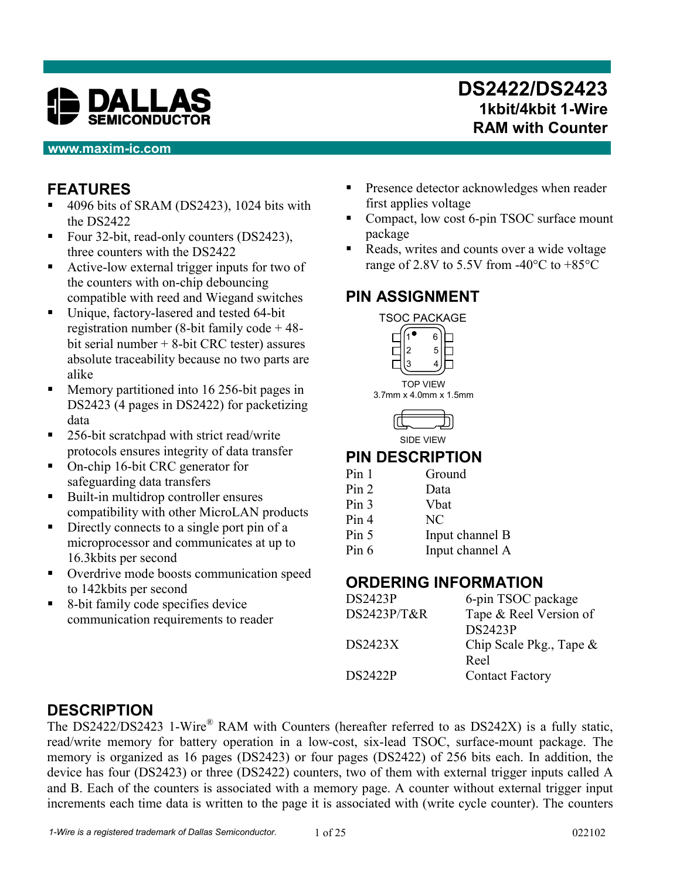# DS2422/DS2423

## 1kbit/4kbit 1-Wire RAM with Counter

www.maxim-ic.com

## FEATURES

- 4096 bits of SRAM (DS2423), 1024 bits with the DS2422
- Four 32-bit, read-only counters (DS2423), three counters with the DS2422
- Active-low external trigger inputs for two of the counters with on-chip debouncing compatible with reed and Wiegand switches
- Unique, factory-lasered and tested 64-bit registration number (8-bit family code + 48-bit serial number + 8-bit CRC tester) assures absolute traceability because no two parts are alike
- Memory partitioned into 16 256-bit pages in DS2423 (4 pages in DS2422) for packetizing data
- 256-bit scratchpad with strict read/write protocols ensures integrity of data transfer
- On-chip 16-bit CRC generator for safeguarding data transfers
- Built-in multidrop controller ensures compatibility with other MicroLAN products
- Directly connects to a single port pin of a microprocessor and communicates at up to 16.3kbits per second
- Overdrive mode boosts communication speed to 142kbits per second
- 8-bit family code specifies device communication requirements to reader
- Presence detector acknowledges when reader first applies voltage
- Compact, low cost 6-pin TSOC surface mount package
- Reads, writes and counts over a wide voltage range of 2.8V to 5.5V from -40°C to +85°C

## PIN ASSIGNMENT

TSOC PACKAGE

TOP VIEW
3.7mm x 4.0mm x 1.5mm

SIDE VIEW

## PIN DESCRIPTION

| | |
|---|---|
| Pin 1 | Ground |
| Pin 2 | Data |
| Pin 3 | Vbat |
| Pin 4 | NC |
| Pin 5 | Input channel B |
| Pin 6 | Input channel A |

## ORDERING INFORMATION

| | |
|---|---|
| DS2423P | 6-pin TSOC package |
| DS2423P/T&R | Tape & Reel Version of DS2423P |
| DS2423X | Chip Scale Pkg., Tape & Reel |
| DS2422P | Contact Factory |

## DESCRIPTION

The DS2422/DS2423 1-Wire® RAM with Counters (hereafter referred to as DS242X) is a fully static, read/write memory for battery operation in a low-cost, six-lead TSOC, surface-mount package. The memory is organized as 16 pages (DS2423) or four pages (DS2422) of 256 bits each. In addition, the device has four (DS2423) or three (DS2422) counters, two of them with external trigger inputs called A and B. Each of the counters is associated with a memory page. A counter without external trigger input increments each time data is written to the page it is associated with (write cycle counter). The counters

1-Wire is a registered trademark of Dallas Semiconductor.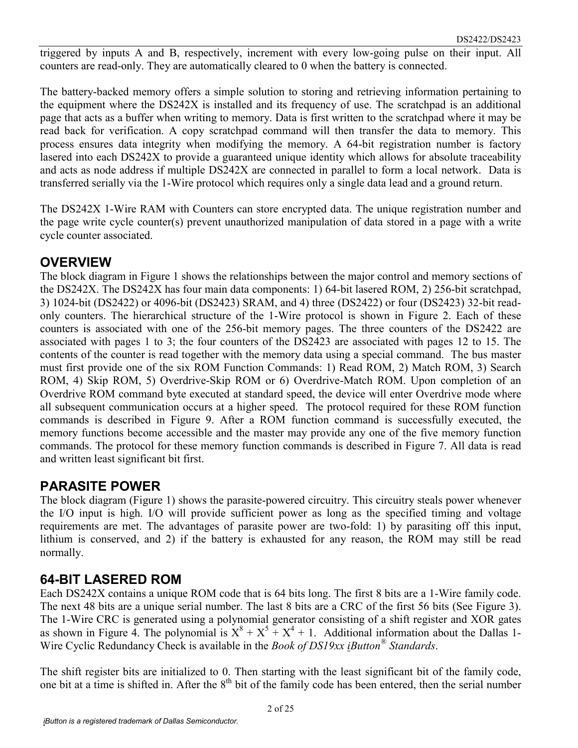triggered by inputs A and B, respectively, increment with every low-going pulse on their input. All counters are read-only. They are automatically cleared to 0 when the battery is connected.

The battery-backed memory offers a simple solution to storing and retrieving information pertaining to the equipment where the DS242X is installed and its frequency of use. The scratchpad is an additional page that acts as a buffer when writing to memory. Data is first written to the scratchpad where it may be read back for verification. A copy scratchpad command will then transfer the data to memory. This process ensures data integrity when modifying the memory. A 64-bit registration number is factory lasered into each DS242X to provide a guaranteed unique identity which allows for absolute traceability and acts as node address if multiple DS242X are connected in parallel to form a local network. Data is transferred serially via the 1-Wire protocol which requires only a single data lead and a ground return.

The DS242X 1-Wire RAM with Counters can store encrypted data. The unique registration number and the page write cycle counter(s) prevent unauthorized manipulation of data stored in a page with a write cycle counter associated.

## OVERVIEW

The block diagram in Figure 1 shows the relationships between the major control and memory sections of the DS242X. The DS242X has four main data components: 1) 64-bit lasered ROM, 2) 256-bit scratchpad, 3) 1024-bit (DS2422) or 4096-bit (DS2423) SRAM, and 4) three (DS2422) or four (DS2423) 32-bit read-only counters. The hierarchical structure of the 1-Wire protocol is shown in Figure 2. Each of these counters is associated with one of the 256-bit memory pages. The three counters of the DS2422 are associated with pages 1 to 3; the four counters of the DS2423 are associated with pages 12 to 15. The contents of the counter is read together with the memory data using a special command. The bus master must first provide one of the six ROM Function Commands: 1) Read ROM, 2) Match ROM, 3) Search ROM, 4) Skip ROM, 5) Overdrive-Skip ROM or 6) Overdrive-Match ROM. Upon completion of an Overdrive ROM command byte executed at standard speed, the device will enter Overdrive mode where all subsequent communication occurs at a higher speed. The protocol required for these ROM function commands is described in Figure 9. After a ROM function command is successfully executed, the memory functions become accessible and the master may provide any one of the five memory function commands. The protocol for these memory function commands is described in Figure 7. All data is read and written least significant bit first.

## PARASITE POWER

The block diagram (Figure 1) shows the parasite-powered circuitry. This circuitry steals power whenever the I/O input is high. I/O will provide sufficient power as long as the specified timing and voltage requirements are met. The advantages of parasite power are two-fold: 1) by parasiting off this input, lithium is conserved, and 2) if the battery is exhausted for any reason, the ROM may still be read normally.

## 64-BIT LASERED ROM

Each DS242X contains a unique ROM code that is 64 bits long. The first 8 bits are a 1-Wire family code. The next 48 bits are a unique serial number. The last 8 bits are a CRC of the first 56 bits (See Figure 3). The 1-Wire CRC is generated using a polynomial generator consisting of a shift register and XOR gates as shown in Figure 4. The polynomial is $X^8 + X^5 + X^4 + 1$. Additional information about the Dallas 1-Wire Cyclic Redundancy Check is available in the *Book of DS19xx iButton® Standards*.

The shift register bits are initialized to 0. Then starting with the least significant bit of the family code, one bit at a time is shifted in. After the 8th bit of the family code has been entered, then the serial number

*iButton is a registered trademark of Dallas Semiconductor.*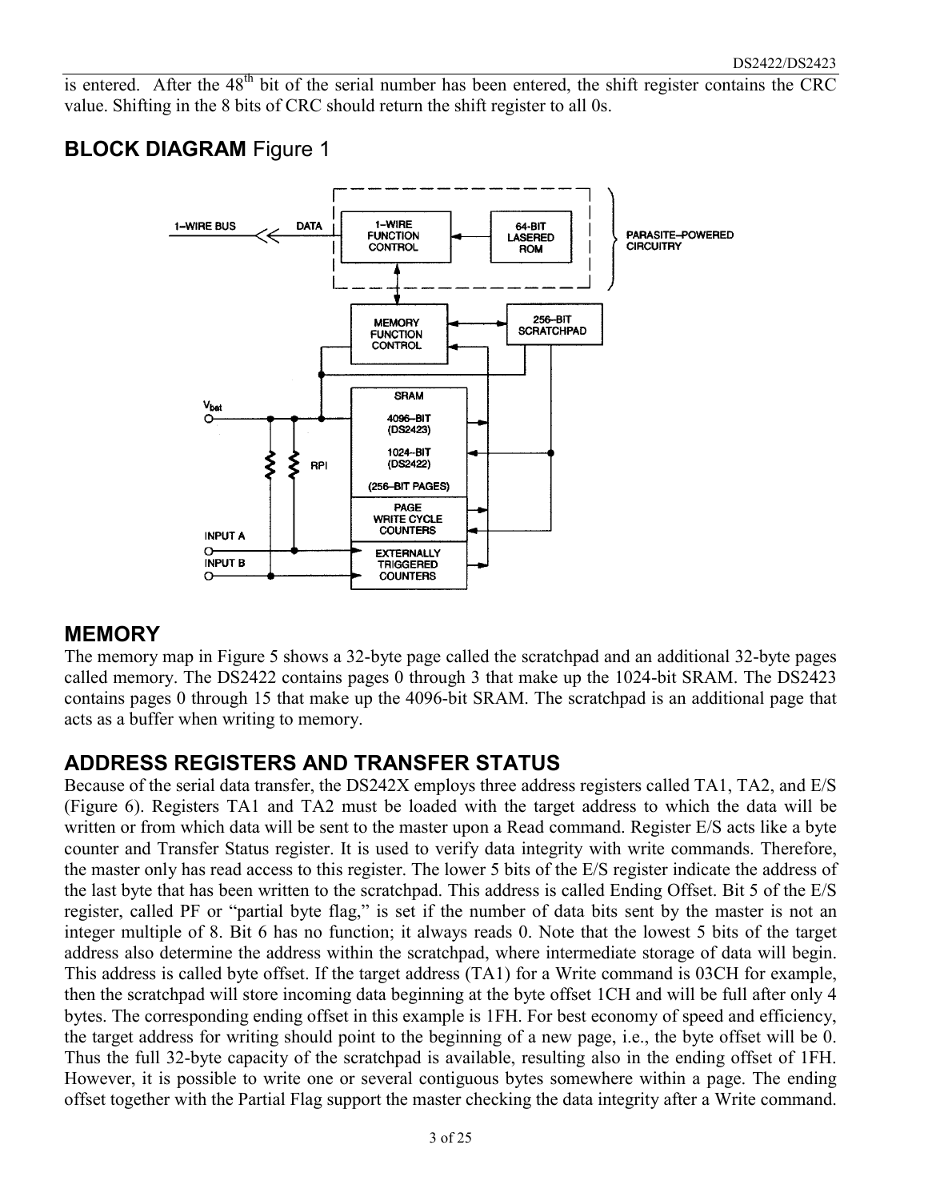is entered. After the 48th bit of the serial number has been entered, the shift register contains the CRC value. Shifting in the 8 bits of CRC should return the shift register to all 0s.

## BLOCK DIAGRAM Figure 1

## MEMORY

The memory map in Figure 5 shows a 32-byte page called the scratchpad and an additional 32-byte pages called memory. The DS2422 contains pages 0 through 3 that make up the 1024-bit SRAM. The DS2423 contains pages 0 through 15 that make up the 4096-bit SRAM. The scratchpad is an additional page that acts as a buffer when writing to memory.

## ADDRESS REGISTERS AND TRANSFER STATUS

Because of the serial data transfer, the DS242X employs three address registers called TA1, TA2, and E/S (Figure 6). Registers TA1 and TA2 must be loaded with the target address to which the data will be written or from which data will be sent to the master upon a Read command. Register E/S acts like a byte counter and Transfer Status register. It is used to verify data integrity with write commands. Therefore, the master only has read access to this register. The lower 5 bits of the E/S register indicate the address of the last byte that has been written to the scratchpad. This address is called Ending Offset. Bit 5 of the E/S register, called PF or "partial byte flag," is set if the number of data bits sent by the master is not an integer multiple of 8. Bit 6 has no function; it always reads 0. Note that the lowest 5 bits of the target address also determine the address within the scratchpad, where intermediate storage of data will begin. This address is called byte offset. If the target address (TA1) for a Write command is 03CH for example, then the scratchpad will store incoming data beginning at the byte offset 1CH and will be full after only 4 bytes. The corresponding ending offset in this example is 1FH. For best economy of speed and efficiency, the target address for writing should point to the beginning of a new page, i.e., the byte offset will be 0. Thus the full 32-byte capacity of the scratchpad is available, resulting also in the ending offset of 1FH. However, it is possible to write one or several contiguous bytes somewhere within a page. The ending offset together with the Partial Flag support the master checking the data integrity after a Write command.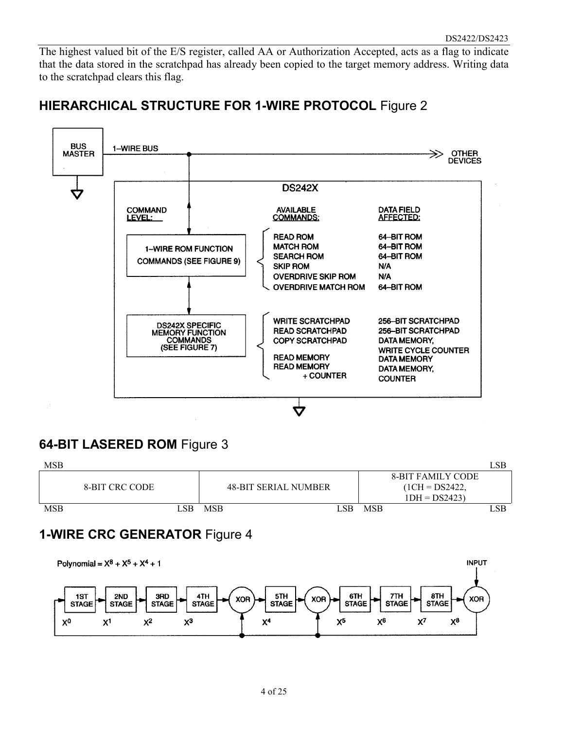The highest valued bit of the E/S register, called AA or Authorization Accepted, acts as a flag to indicate that the data stored in the scratchpad has already been copied to the target memory address. Writing data to the scratchpad clears this flag.

## HIERARCHICAL STRUCTURE FOR 1-WIRE PROTOCOL Figure 2

BUS MASTER — 1-WIRE BUS — OTHER DEVICES

DS242X

| COMMAND LEVEL: | AVAILABLE COMMANDS: | DATA FIELD AFFECTED: |
| --- | --- | --- |
| 1-WIRE ROM FUNCTION COMMANDS (SEE FIGURE 9) | READ ROM | 64-BIT ROM |
| | MATCH ROM | 64-BIT ROM |
| | SEARCH ROM | 64-BIT ROM |
| | SKIP ROM | N/A |
| | OVERDRIVE SKIP ROM | N/A |
| | OVERDRIVE MATCH ROM | 64-BIT ROM |
| DS242X SPECIFIC MEMORY FUNCTION COMMANDS (SEE FIGURE 7) | WRITE SCRATCHPAD | 256-BIT SCRATCHPAD |
| | READ SCRATCHPAD | 256-BIT SCRATCHPAD |
| | COPY SCRATCHPAD | DATA MEMORY, WRITE CYCLE COUNTER |
| | READ MEMORY | DATA MEMORY |
| | READ MEMORY + COUNTER | DATA MEMORY, COUNTER |

## 64-BIT LASERED ROM Figure 3

| 8-BIT CRC CODE | 48-BIT SERIAL NUMBER | 8-BIT FAMILY CODE (1CH = DS2422, 1DH = DS2423) |
| --- | --- | --- |
| MSB ... LSB | MSB ... LSB | MSB ... LSB |

(Overall: MSB on the left, LSB on the right.)

## 1-WIRE CRC GENERATOR Figure 4

Polynomial = $X^8 + X^5 + X^4 + 1$

1ST STAGE ($X^0$) → 2ND STAGE ($X^1$) → 3RD STAGE ($X^2$) → 4TH STAGE ($X^3$) → XOR → 5TH STAGE ($X^4$) → XOR → 6TH STAGE ($X^5$) → 7TH STAGE ($X^6$) → 8TH STAGE ($X^7$) → XOR ($X^8$) ← INPUT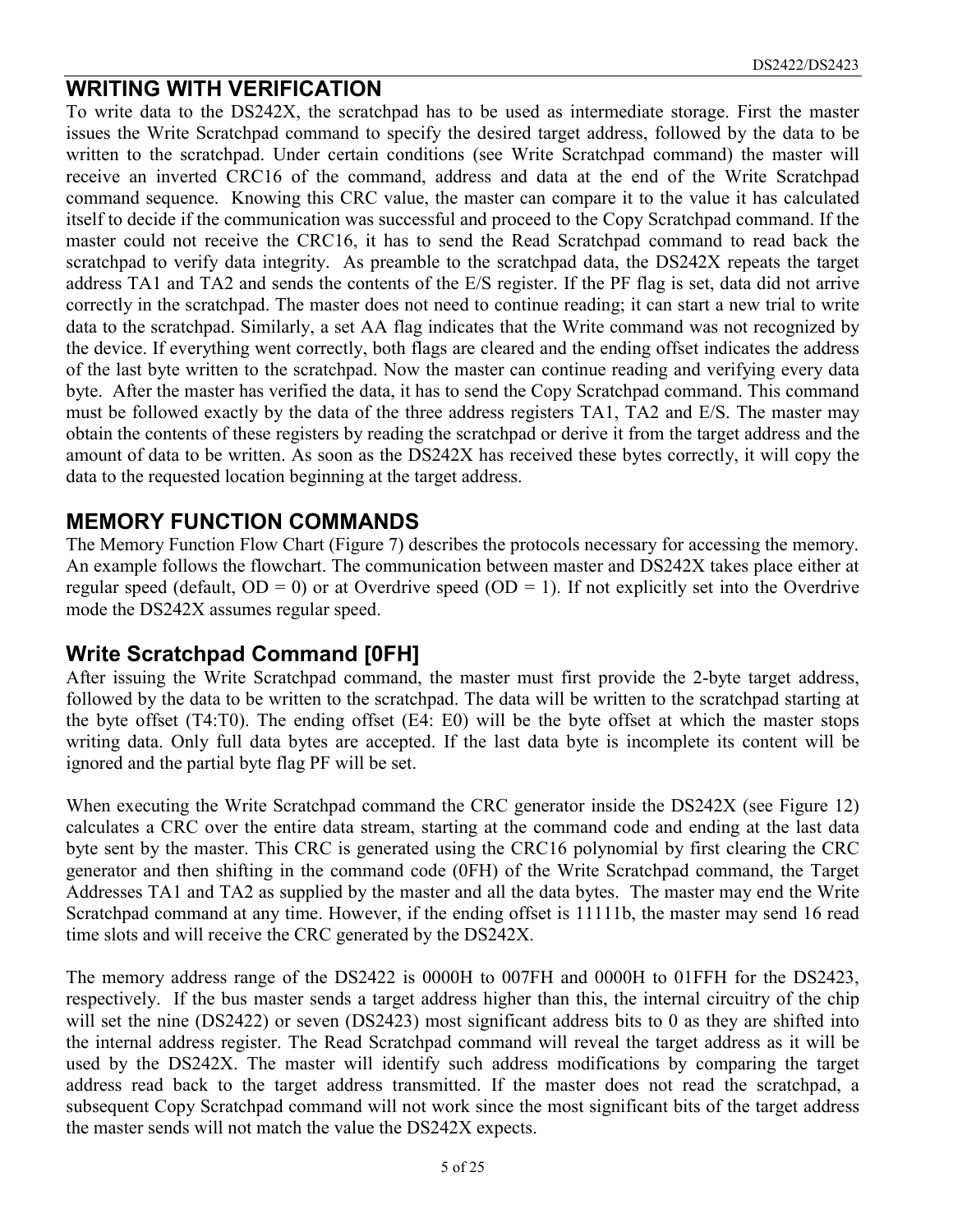## WRITING WITH VERIFICATION

To write data to the DS242X, the scratchpad has to be used as intermediate storage. First the master issues the Write Scratchpad command to specify the desired target address, followed by the data to be written to the scratchpad. Under certain conditions (see Write Scratchpad command) the master will receive an inverted CRC16 of the command, address and data at the end of the Write Scratchpad command sequence. Knowing this CRC value, the master can compare it to the value it has calculated itself to decide if the communication was successful and proceed to the Copy Scratchpad command. If the master could not receive the CRC16, it has to send the Read Scratchpad command to read back the scratchpad to verify data integrity. As preamble to the scratchpad data, the DS242X repeats the target address TA1 and TA2 and sends the contents of the E/S register. If the PF flag is set, data did not arrive correctly in the scratchpad. The master does not need to continue reading; it can start a new trial to write data to the scratchpad. Similarly, a set AA flag indicates that the Write command was not recognized by the device. If everything went correctly, both flags are cleared and the ending offset indicates the address of the last byte written to the scratchpad. Now the master can continue reading and verifying every data byte. After the master has verified the data, it has to send the Copy Scratchpad command. This command must be followed exactly by the data of the three address registers TA1, TA2 and E/S. The master may obtain the contents of these registers by reading the scratchpad or derive it from the target address and the amount of data to be written. As soon as the DS242X has received these bytes correctly, it will copy the data to the requested location beginning at the target address.

## MEMORY FUNCTION COMMANDS

The Memory Function Flow Chart (Figure 7) describes the protocols necessary for accessing the memory. An example follows the flowchart. The communication between master and DS242X takes place either at regular speed (default, OD = 0) or at Overdrive speed (OD = 1). If not explicitly set into the Overdrive mode the DS242X assumes regular speed.

### Write Scratchpad Command [0FH]

After issuing the Write Scratchpad command, the master must first provide the 2-byte target address, followed by the data to be written to the scratchpad. The data will be written to the scratchpad starting at the byte offset (T4:T0). The ending offset (E4: E0) will be the byte offset at which the master stops writing data. Only full data bytes are accepted. If the last data byte is incomplete its content will be ignored and the partial byte flag PF will be set.

When executing the Write Scratchpad command the CRC generator inside the DS242X (see Figure 12) calculates a CRC over the entire data stream, starting at the command code and ending at the last data byte sent by the master. This CRC is generated using the CRC16 polynomial by first clearing the CRC generator and then shifting in the command code (0FH) of the Write Scratchpad command, the Target Addresses TA1 and TA2 as supplied by the master and all the data bytes. The master may end the Write Scratchpad command at any time. However, if the ending offset is 11111b, the master may send 16 read time slots and will receive the CRC generated by the DS242X.

The memory address range of the DS2422 is 0000H to 007FH and 0000H to 01FFH for the DS2423, respectively. If the bus master sends a target address higher than this, the internal circuitry of the chip will set the nine (DS2422) or seven (DS2423) most significant address bits to 0 as they are shifted into the internal address register. The Read Scratchpad command will reveal the target address as it will be used by the DS242X. The master will identify such address modifications by comparing the target address read back to the target address transmitted. If the master does not read the scratchpad, a subsequent Copy Scratchpad command will not work since the most significant bits of the target address the master sends will not match the value the DS242X expects.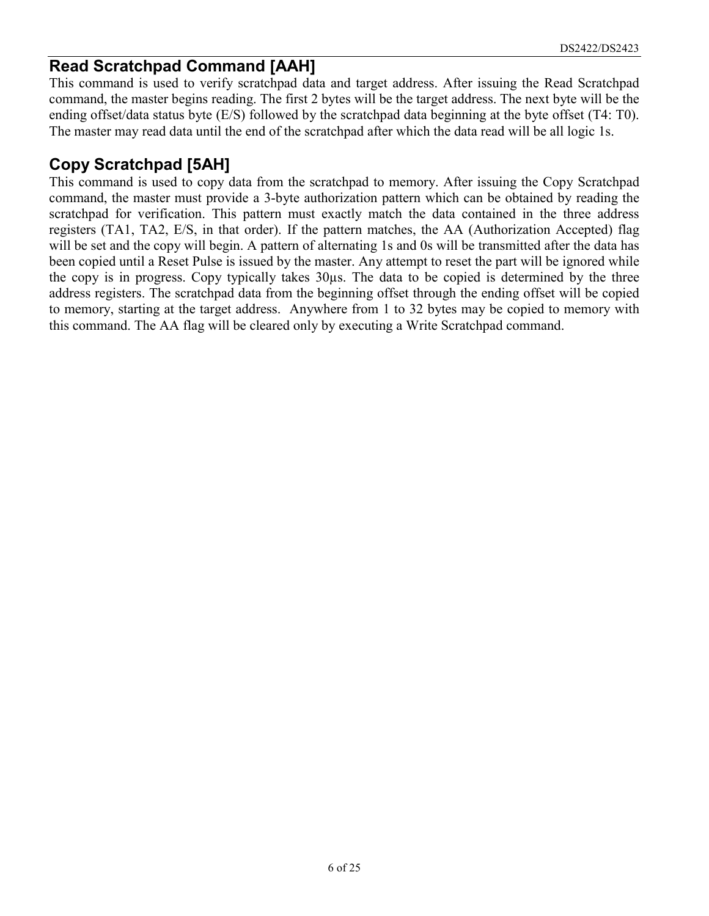## Read Scratchpad Command [AAH]

This command is used to verify scratchpad data and target address. After issuing the Read Scratchpad command, the master begins reading. The first 2 bytes will be the target address. The next byte will be the ending offset/data status byte (E/S) followed by the scratchpad data beginning at the byte offset (T4: T0). The master may read data until the end of the scratchpad after which the data read will be all logic 1s.

## Copy Scratchpad [5AH]

This command is used to copy data from the scratchpad to memory. After issuing the Copy Scratchpad command, the master must provide a 3-byte authorization pattern which can be obtained by reading the scratchpad for verification. This pattern must exactly match the data contained in the three address registers (TA1, TA2, E/S, in that order). If the pattern matches, the AA (Authorization Accepted) flag will be set and the copy will begin. A pattern of alternating 1s and 0s will be transmitted after the data has been copied until a Reset Pulse is issued by the master. Any attempt to reset the part will be ignored while the copy is in progress. Copy typically takes 30µs. The data to be copied is determined by the three address registers. The scratchpad data from the beginning offset through the ending offset will be copied to memory, starting at the target address. Anywhere from 1 to 32 bytes may be copied to memory with this command. The AA flag will be cleared only by executing a Write Scratchpad command.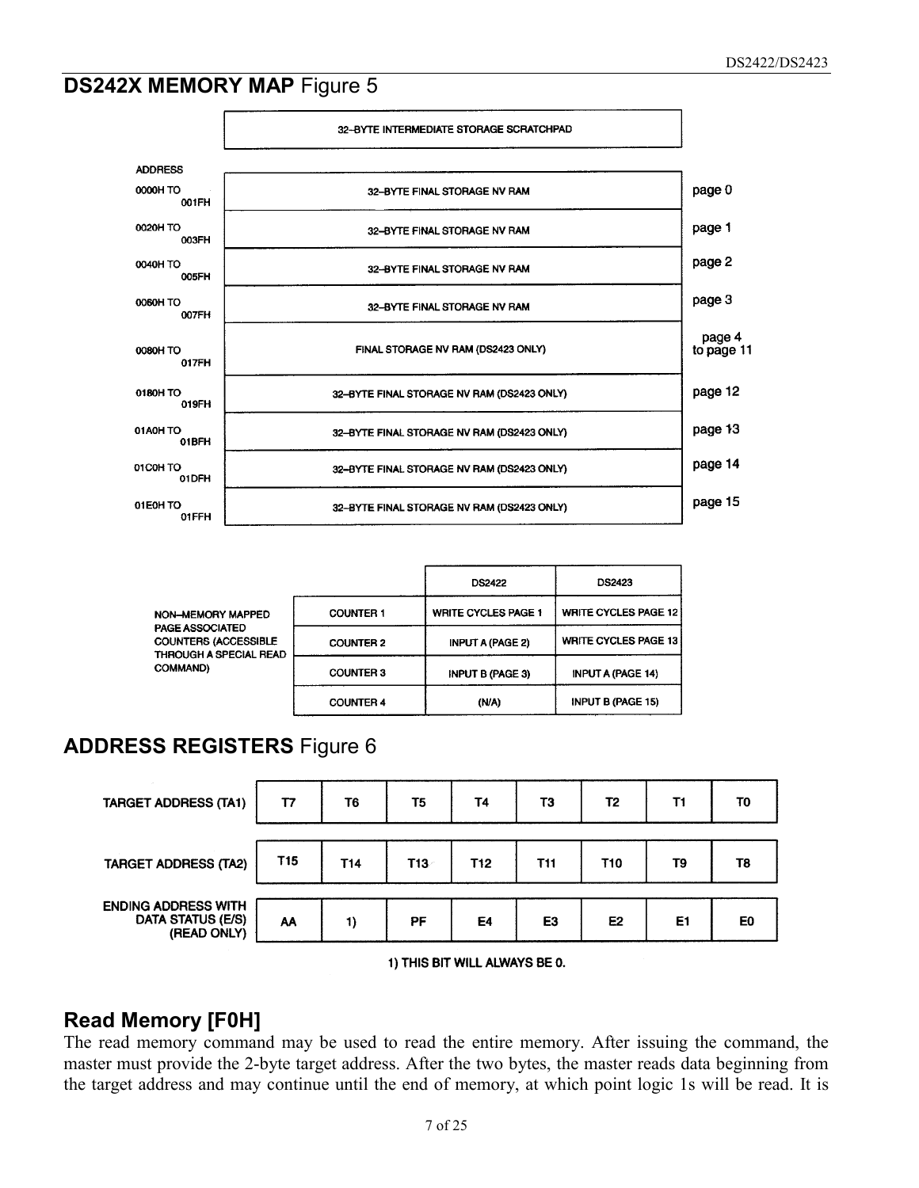## DS242X MEMORY MAP Figure 5

| ADDRESS | | |
|---|---|---|
| | 32–BYTE INTERMEDIATE STORAGE SCRATCHPAD | |
| 0000H TO 001FH | 32–BYTE FINAL STORAGE NV RAM | page 0 |
| 0020H TO 003FH | 32–BYTE FINAL STORAGE NV RAM | page 1 |
| 0040H TO 005FH | 32–BYTE FINAL STORAGE NV RAM | page 2 |
| 0060H TO 007FH | 32–BYTE FINAL STORAGE NV RAM | page 3 |
| 0080H TO 017FH | FINAL STORAGE NV RAM (DS2423 ONLY) | page 4 to page 11 |
| 0180H TO 019FH | 32–BYTE FINAL STORAGE NV RAM (DS2423 ONLY) | page 12 |
| 01A0H TO 01BFH | 32–BYTE FINAL STORAGE NV RAM (DS2423 ONLY) | page 13 |
| 01C0H TO 01DFH | 32–BYTE FINAL STORAGE NV RAM (DS2423 ONLY) | page 14 |
| 01E0H TO 01FFH | 32–BYTE FINAL STORAGE NV RAM (DS2423 ONLY) | page 15 |

NON–MEMORY MAPPED PAGE ASSOCIATED COUNTERS (ACCESSIBLE THROUGH A SPECIAL READ COMMAND)

| | DS2422 | DS2423 |
|---|---|---|
| COUNTER 1 | WRITE CYCLES PAGE 1 | WRITE CYCLES PAGE 12 |
| COUNTER 2 | INPUT A (PAGE 2) | WRITE CYCLES PAGE 13 |
| COUNTER 3 | INPUT B (PAGE 3) | INPUT A (PAGE 14) |
| COUNTER 4 | (N/A) | INPUT B (PAGE 15) |

## ADDRESS REGISTERS Figure 6

| | | | | | | | | |
|---|---|---|---|---|---|---|---|---|
| TARGET ADDRESS (TA1) | T7 | T6 | T5 | T4 | T3 | T2 | T1 | T0 |
| TARGET ADDRESS (TA2) | T15 | T14 | T13 | T12 | T11 | T10 | T9 | T8 |
| ENDING ADDRESS WITH DATA STATUS (E/S) (READ ONLY) | AA | 1) | PF | E4 | E3 | E2 | E1 | E0 |

1) THIS BIT WILL ALWAYS BE 0.

## Read Memory [F0H]

The read memory command may be used to read the entire memory. After issuing the command, the master must provide the 2-byte target address. After the two bytes, the master reads data beginning from the target address and may continue until the end of memory, at which point logic 1s will be read. It is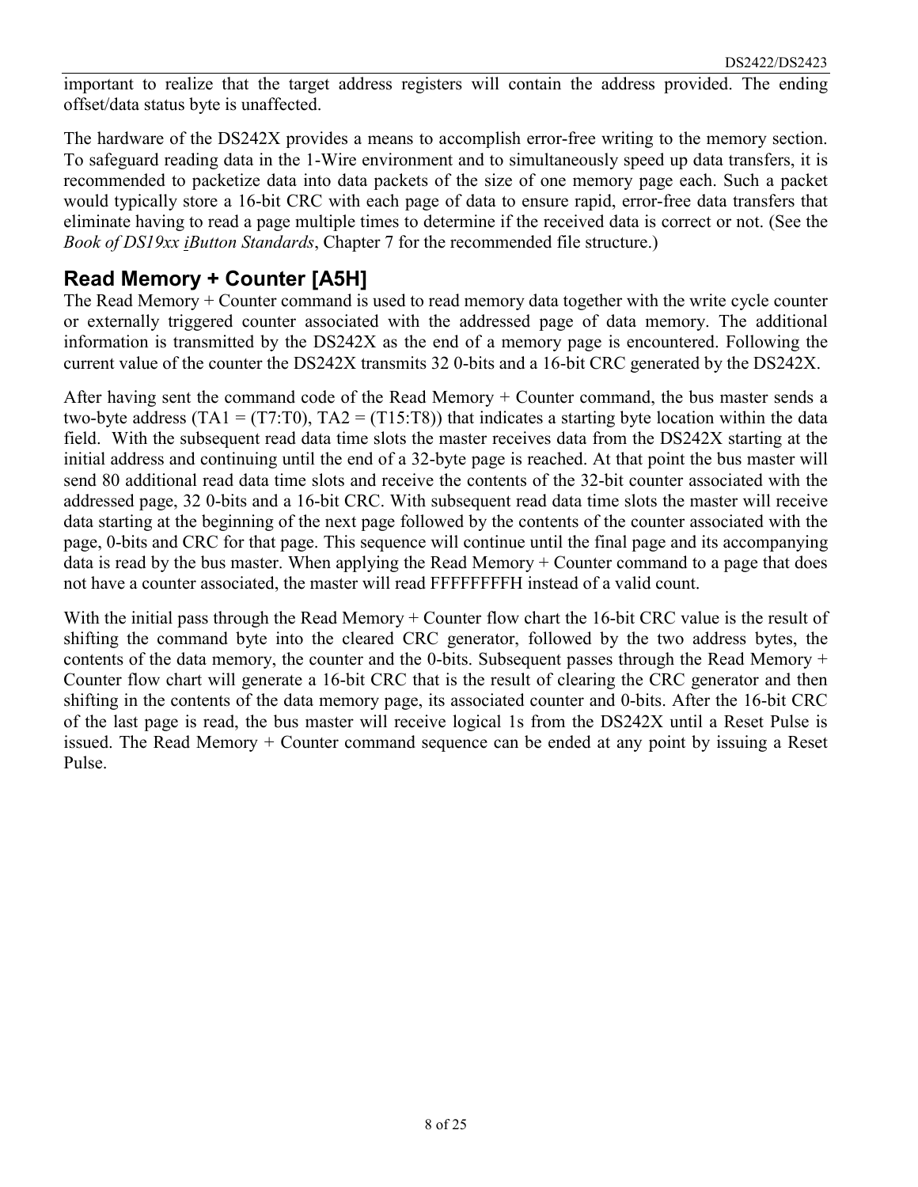important to realize that the target address registers will contain the address provided. The ending offset/data status byte is unaffected.

The hardware of the DS242X provides a means to accomplish error-free writing to the memory section. To safeguard reading data in the 1-Wire environment and to simultaneously speed up data transfers, it is recommended to packetize data into data packets of the size of one memory page each. Such a packet would typically store a 16-bit CRC with each page of data to ensure rapid, error-free data transfers that eliminate having to read a page multiple times to determine if the received data is correct or not. (See the *Book of DS19xx iButton Standards*, Chapter 7 for the recommended file structure.)

## Read Memory + Counter [A5H]

The Read Memory + Counter command is used to read memory data together with the write cycle counter or externally triggered counter associated with the addressed page of data memory. The additional information is transmitted by the DS242X as the end of a memory page is encountered. Following the current value of the counter the DS242X transmits 32 0-bits and a 16-bit CRC generated by the DS242X.

After having sent the command code of the Read Memory + Counter command, the bus master sends a two-byte address (TA1 = (T7:T0), TA2 = (T15:T8)) that indicates a starting byte location within the data field. With the subsequent read data time slots the master receives data from the DS242X starting at the initial address and continuing until the end of a 32-byte page is reached. At that point the bus master will send 80 additional read data time slots and receive the contents of the 32-bit counter associated with the addressed page, 32 0-bits and a 16-bit CRC. With subsequent read data time slots the master will receive data starting at the beginning of the next page followed by the contents of the counter associated with the page, 0-bits and CRC for that page. This sequence will continue until the final page and its accompanying data is read by the bus master. When applying the Read Memory + Counter command to a page that does not have a counter associated, the master will read FFFFFFFFH instead of a valid count.

With the initial pass through the Read Memory + Counter flow chart the 16-bit CRC value is the result of shifting the command byte into the cleared CRC generator, followed by the two address bytes, the contents of the data memory, the counter and the 0-bits. Subsequent passes through the Read Memory + Counter flow chart will generate a 16-bit CRC that is the result of clearing the CRC generator and then shifting in the contents of the data memory page, its associated counter and 0-bits. After the 16-bit CRC of the last page is read, the bus master will receive logical 1s from the DS242X until a Reset Pulse is issued. The Read Memory + Counter command sequence can be ended at any point by issuing a Reset Pulse.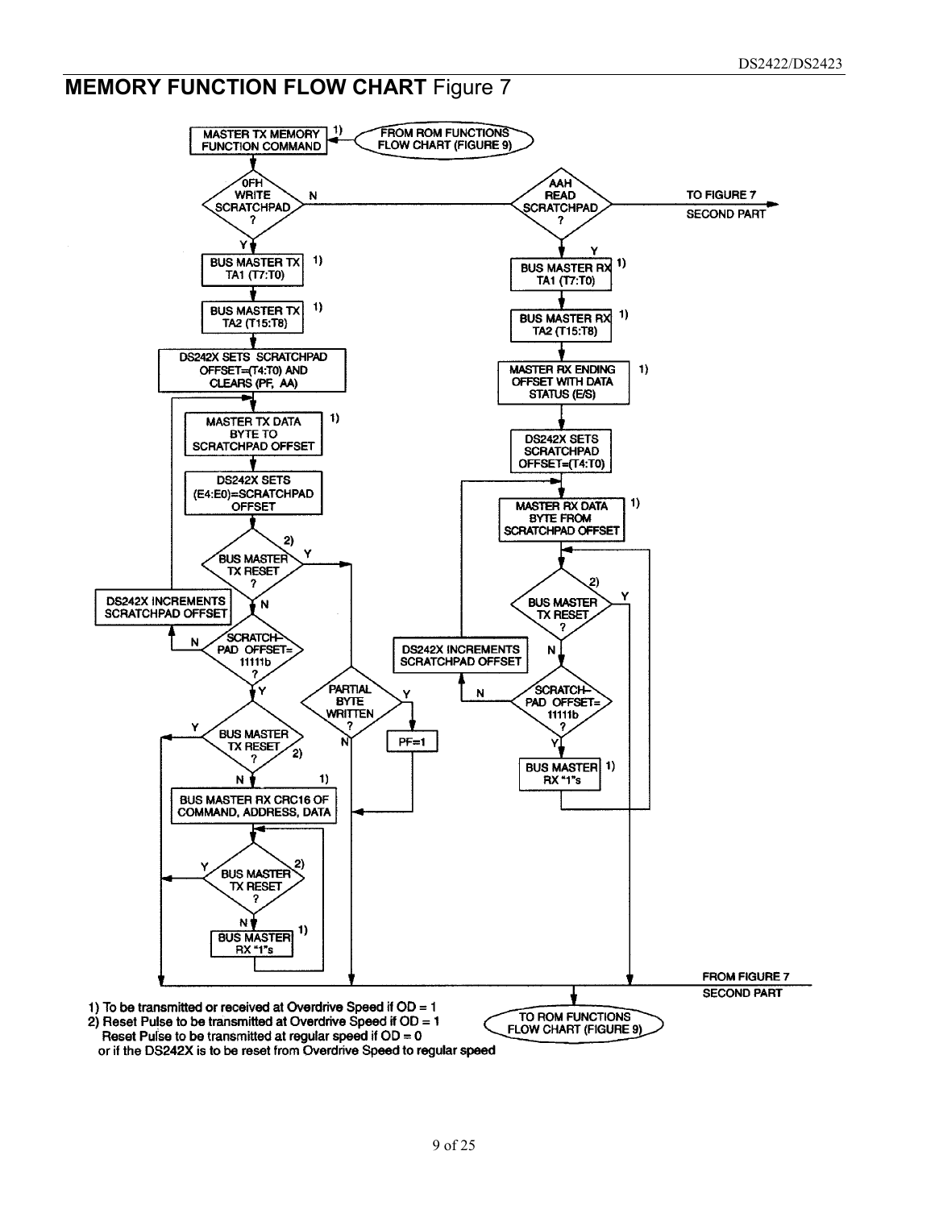## MEMORY FUNCTION FLOW CHART Figure 7

MASTER TX MEMORY FUNCTION COMMAND [1)] ← FROM ROM FUNCTIONS FLOW CHART (FIGURE 9)

0FH WRITE SCRATCHPAD ? — N → AAH READ SCRATCHPAD ? — N → TO FIGURE 7 SECOND PART

**Write Scratchpad (0FH), Y:**

- BUS MASTER TX TA1 (T7:T0) [1)]
- BUS MASTER TX TA2 (T15:T8) [1)]
- DS242X SETS SCRATCHPAD OFFSET=(T4:T0) AND CLEARS (PF, AA)
- MASTER TX DATA BYTE TO SCRATCHPAD OFFSET [1)]
- DS242X SETS (E4:E0)=SCRATCHPAD OFFSET
- BUS MASTER TX RESET ? [2)]
  - Y → PARTIAL BYTE WRITTEN ?
    - Y → PF=1
    - N
  - N → SCRATCH-PAD OFFSET= 11111b ?
    - N → DS242X INCREMENTS SCRATCHPAD OFFSET → (back to MASTER TX DATA BYTE TO SCRATCHPAD OFFSET)
    - Y → BUS MASTER TX RESET ? [2)]
      - Y
      - N → BUS MASTER RX CRC16 OF COMMAND, ADDRESS, DATA [1)]
        - BUS MASTER TX RESET ? [2)]
          - Y
          - N → BUS MASTER RX "1"s [1)]

**Read Scratchpad (AAH), Y:**

- BUS MASTER RX TA1 (T7:T0) [1)]
- BUS MASTER RX TA2 (T15:T8) [1)]
- MASTER RX ENDING OFFSET WITH DATA STATUS (E/S) [1)]
- DS242X SETS SCRATCHPAD OFFSET=(T4:T0)
- MASTER RX DATA BYTE FROM SCRATCHPAD OFFSET [1)]
- BUS MASTER TX RESET ? [2)]
  - Y
  - N → SCRATCH-PAD OFFSET= 11111b ?
    - N → DS242X INCREMENTS SCRATCHPAD OFFSET → (back to MASTER RX DATA BYTE FROM SCRATCHPAD OFFSET)
    - Y → BUS MASTER RX "1"s [1)]

FROM FIGURE 7 SECOND PART → TO ROM FUNCTIONS FLOW CHART (FIGURE 9)

1) To be transmitted or received at Overdrive Speed if OD = 1
2) Reset Pulse to be transmitted at Overdrive Speed if OD = 1
   Reset Pulse to be transmitted at regular speed if OD = 0
   or if the DS242X is to be reset from Overdrive Speed to regular speed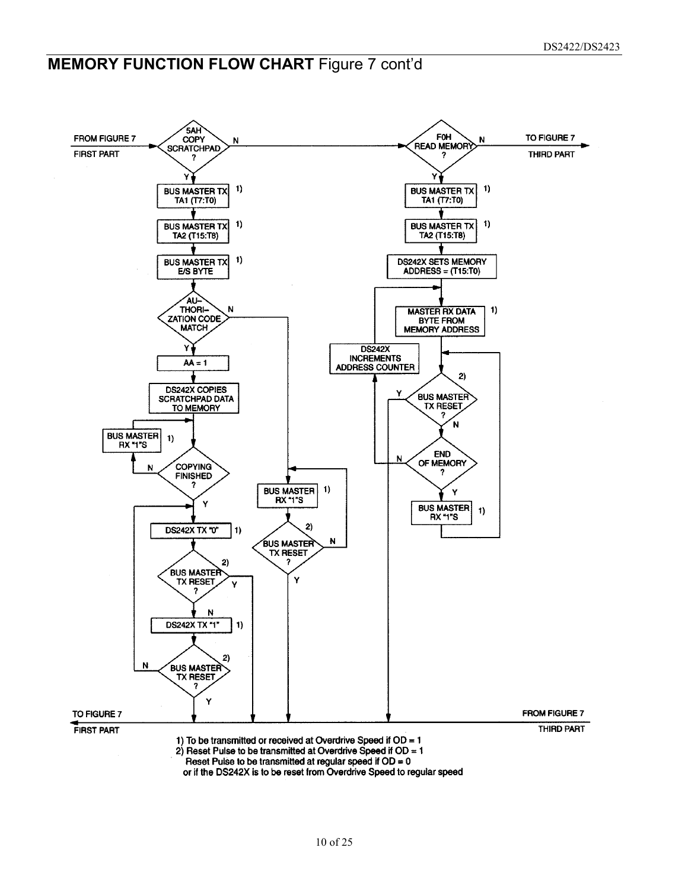## MEMORY FUNCTION FLOW CHART Figure 7 cont'd

FROM FIGURE 7 FIRST PART

5AH COPY SCRATCHPAD ? — N → F0H READ MEMORY ? — N → TO FIGURE 7 THIRD PART

**Copy Scratchpad (5AH), Y:**

- BUS MASTER TX TA1 (T7:T0) 1)
- BUS MASTER TX TA2 (T15:T8) 1)
- BUS MASTER TX E/S BYTE 1)
- AUTHORIZATION CODE MATCH ?
  - N → BUS MASTER RX "1"S 1) → BUS MASTER TX RESET ? 2) (N → BUS MASTER RX "1"S; Y → TO FIGURE 7 FIRST PART)
  - Y → AA = 1
- DS242X COPIES SCRATCHPAD DATA TO MEMORY
- COPYING FINISHED ? (N → BUS MASTER RX "1"S 1) → back to COPYING FINISHED ?)
- Y → DS242X TX "0" 1)
- BUS MASTER TX RESET ? 2) (Y → TO FIGURE 7 FIRST PART)
- N → DS242X TX "1" 1)
- BUS MASTER TX RESET ? 2) (N → DS242X TX "0"; Y → TO FIGURE 7 FIRST PART)

**Read Memory (F0H), Y:**

- BUS MASTER TX TA1 (T7:T0) 1)
- BUS MASTER TX TA2 (T15:T8) 1)
- DS242X SETS MEMORY ADDRESS = (T15:T0)
- MASTER RX DATA BYTE FROM MEMORY ADDRESS 1)
- BUS MASTER TX RESET ? 2) (Y → TO FIGURE 7 FIRST PART)
- N → END OF MEMORY ? (N → DS242X INCREMENTS ADDRESS COUNTER → MASTER RX DATA BYTE FROM MEMORY ADDRESS)
- Y → BUS MASTER RX "1"S 1) → BUS MASTER TX RESET ?

TO FIGURE 7 FIRST PART ← FROM FIGURE 7 THIRD PART

1) To be transmitted or received at Overdrive Speed if OD = 1
2) Reset Pulse to be transmitted at Overdrive Speed if OD = 1
   Reset Pulse to be transmitted at regular speed if OD = 0
   or if the DS242X is to be reset from Overdrive Speed to regular speed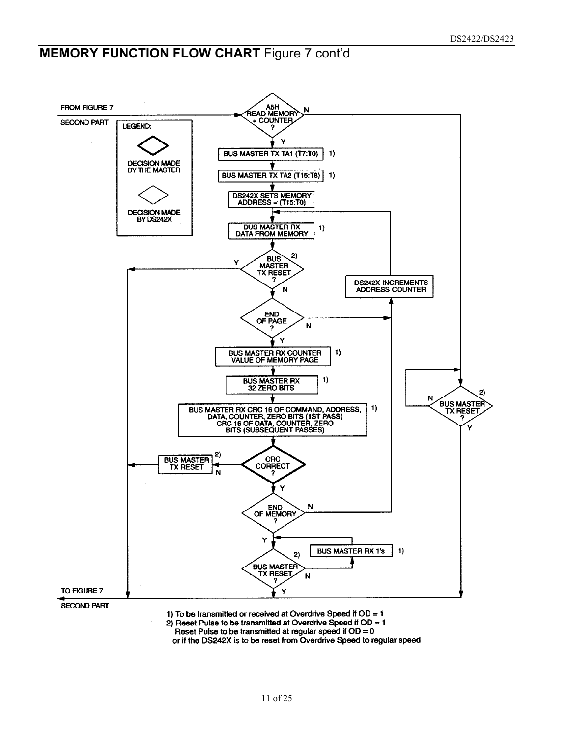## MEMORY FUNCTION FLOW CHART Figure 7 cont'd

FROM FIGURE 7

SECOND PART

LEGEND:

DECISION MADE BY THE MASTER

DECISION MADE BY DS242X

A5H READ MEMORY + COUNTER ?

N

Y

BUS MASTER TX TA1 (T7:T0) 1)

BUS MASTER TX TA2 (T15:T8) 1)

DS242X SETS MEMORY ADDRESS = (T15:T0)

BUS MASTER RX DATA FROM MEMORY 1)

BUS MASTER TX RESET ? 2)

Y

N

DS242X INCREMENTS ADDRESS COUNTER

END OF PAGE ?

N

Y

BUS MASTER RX COUNTER VALUE OF MEMORY PAGE 1)

BUS MASTER RX 32 ZERO BITS 1)

BUS MASTER TX RESET ? 2)

N

Y

BUS MASTER RX CRC 16 OF COMMAND, ADDRESS, DATA, COUNTER, ZERO BITS (1ST PASS) CRC 16 OF DATA, COUNTER, ZERO BITS (SUBSEQUENT PASSES) 1)

BUS MASTER TX RESET 2)

CRC CORRECT ?

N

Y

END OF MEMORY ?

N

Y

BUS MASTER RX 1's 1)

BUS MASTER TX RESET ? 2)

N

Y

TO FIGURE 7

SECOND PART

1) To be transmitted or received at Overdrive Speed if OD = 1

2) Reset Pulse to be transmitted at Overdrive Speed if OD = 1
Reset Pulse to be transmitted at regular speed if OD = 0
or if the DS242X is to be reset from Overdrive Speed to regular speed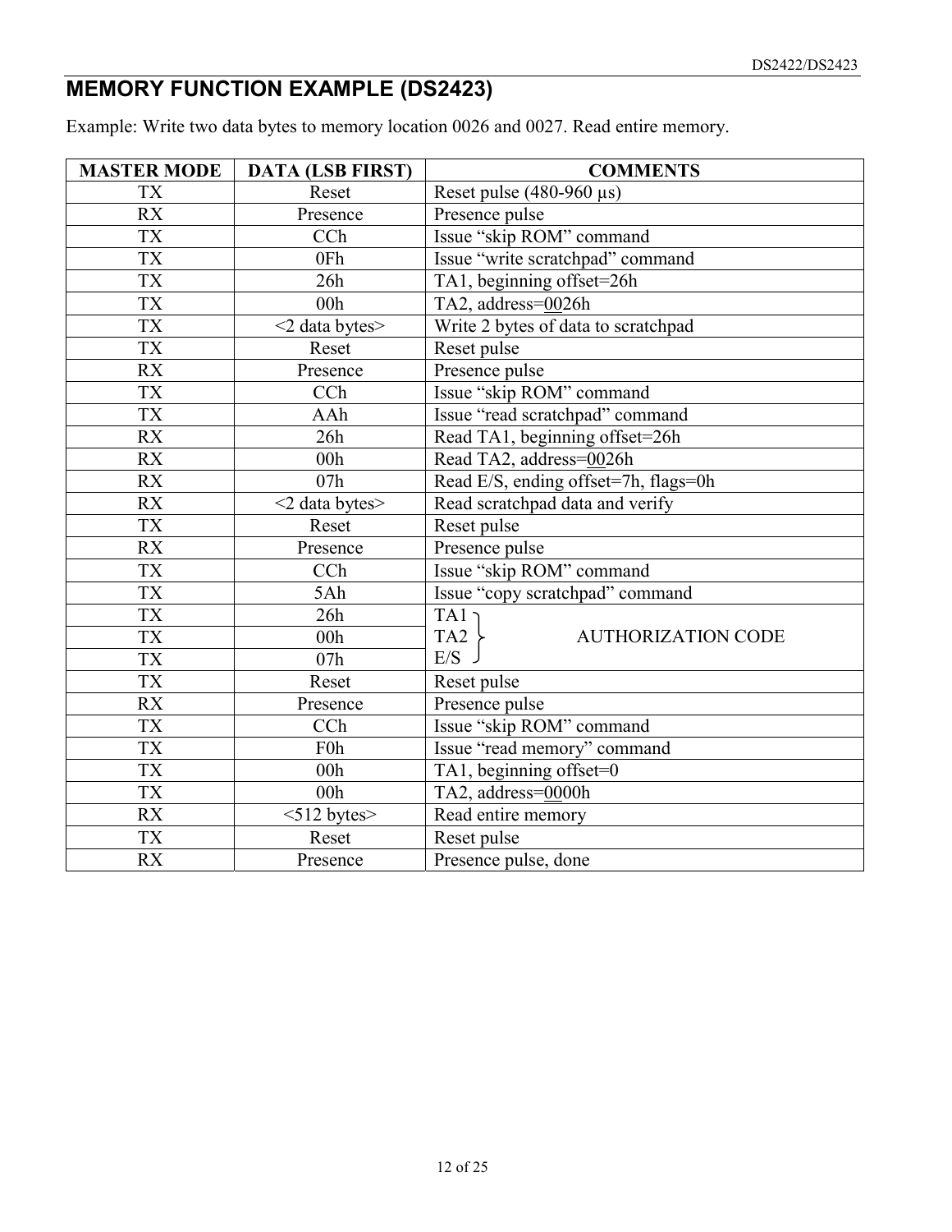## MEMORY FUNCTION EXAMPLE (DS2423)

Example: Write two data bytes to memory location 0026 and 0027. Read entire memory.

| MASTER MODE | DATA (LSB FIRST) | COMMENTS |
|---|---|---|
| TX | Reset | Reset pulse (480-960 µs) |
| RX | Presence | Presence pulse |
| TX | CCh | Issue "skip ROM" command |
| TX | 0Fh | Issue "write scratchpad" command |
| TX | 26h | TA1, beginning offset=26h |
| TX | 00h | TA2, address=0026h |
| TX | <2 data bytes> | Write 2 bytes of data to scratchpad |
| TX | Reset | Reset pulse |
| RX | Presence | Presence pulse |
| TX | CCh | Issue "skip ROM" command |
| TX | AAh | Issue "read scratchpad" command |
| RX | 26h | Read TA1, beginning offset=26h |
| RX | 00h | Read TA2, address=0026h |
| RX | 07h | Read E/S, ending offset=7h, flags=0h |
| RX | <2 data bytes> | Read scratchpad data and verify |
| TX | Reset | Reset pulse |
| RX | Presence | Presence pulse |
| TX | CCh | Issue "skip ROM" command |
| TX | 5Ah | Issue "copy scratchpad" command |
| TX | 26h | TA1 } AUTHORIZATION CODE |
| TX | 00h | TA2 } AUTHORIZATION CODE |
| TX | 07h | E/S } AUTHORIZATION CODE |
| TX | Reset | Reset pulse |
| RX | Presence | Presence pulse |
| TX | CCh | Issue "skip ROM" command |
| TX | F0h | Issue "read memory" command |
| TX | 00h | TA1, beginning offset=0 |
| TX | 00h | TA2, address=0000h |
| RX | <512 bytes> | Read entire memory |
| TX | Reset | Reset pulse |
| RX | Presence | Presence pulse, done |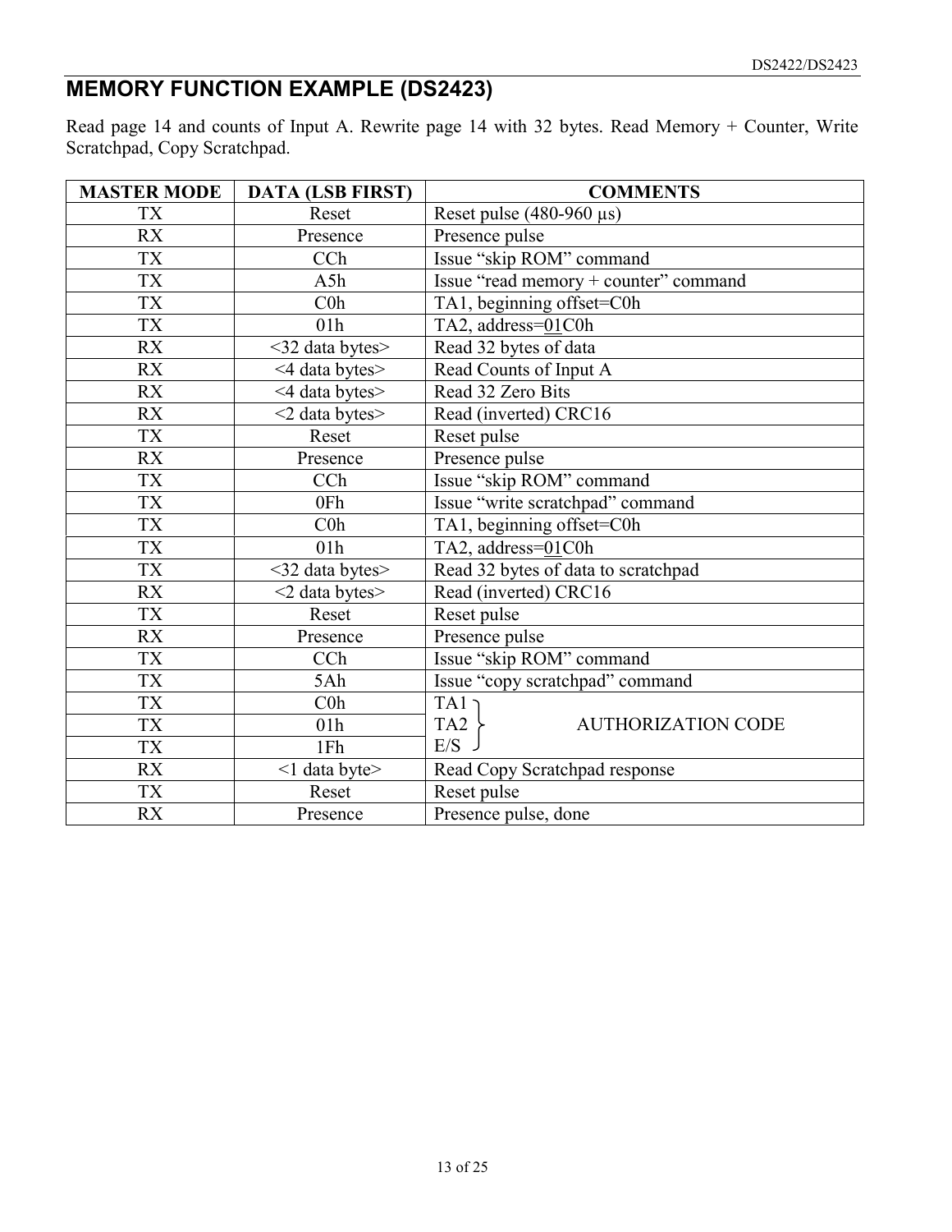## MEMORY FUNCTION EXAMPLE (DS2423)

Read page 14 and counts of Input A. Rewrite page 14 with 32 bytes. Read Memory + Counter, Write Scratchpad, Copy Scratchpad.

| MASTER MODE | DATA (LSB FIRST) | COMMENTS |
|---|---|---|
| TX | Reset | Reset pulse (480-960 µs) |
| RX | Presence | Presence pulse |
| TX | CCh | Issue "skip ROM" command |
| TX | A5h | Issue "read memory + counter" command |
| TX | C0h | TA1, beginning offset=C0h |
| TX | 01h | TA2, address=01C0h |
| RX | <32 data bytes> | Read 32 bytes of data |
| RX | <4 data bytes> | Read Counts of Input A |
| RX | <4 data bytes> | Read 32 Zero Bits |
| RX | <2 data bytes> | Read (inverted) CRC16 |
| TX | Reset | Reset pulse |
| RX | Presence | Presence pulse |
| TX | CCh | Issue "skip ROM" command |
| TX | 0Fh | Issue "write scratchpad" command |
| TX | C0h | TA1, beginning offset=C0h |
| TX | 01h | TA2, address=01C0h |
| TX | <32 data bytes> | Read 32 bytes of data to scratchpad |
| RX | <2 data bytes> | Read (inverted) CRC16 |
| TX | Reset | Reset pulse |
| RX | Presence | Presence pulse |
| TX | CCh | Issue "skip ROM" command |
| TX | 5Ah | Issue "copy scratchpad" command |
| TX | C0h | TA1 } AUTHORIZATION CODE |
| TX | 01h | TA2 } AUTHORIZATION CODE |
| TX | 1Fh | E/S } AUTHORIZATION CODE |
| RX | <1 data byte> | Read Copy Scratchpad response |
| TX | Reset | Reset pulse |
| RX | Presence | Presence pulse, done |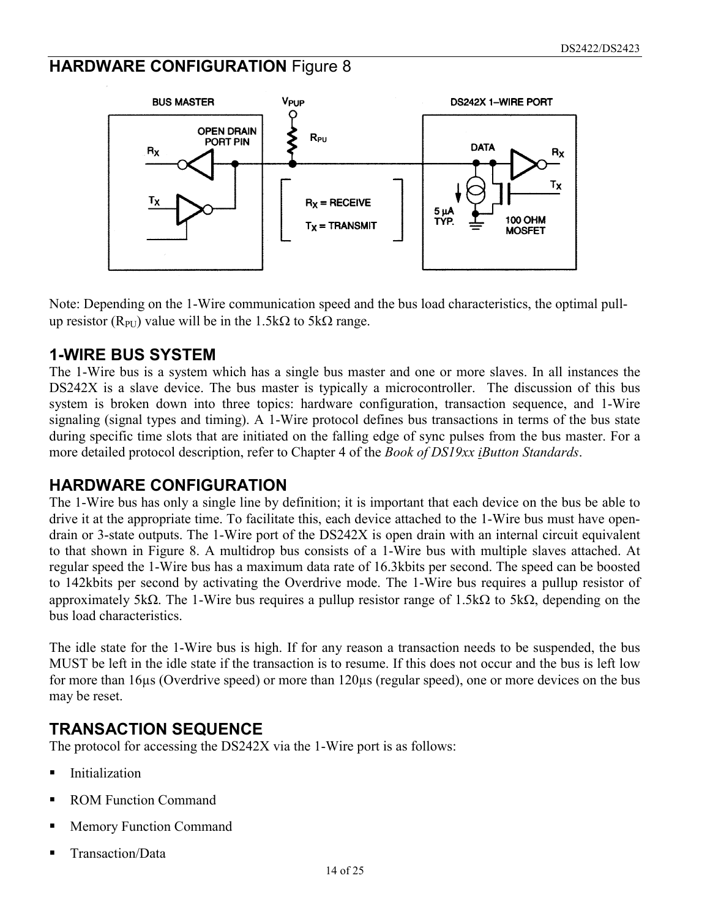## HARDWARE CONFIGURATION Figure 8

Note: Depending on the 1-Wire communication speed and the bus load characteristics, the optimal pull-up resistor ($R_{PU}$) value will be in the 1.5kΩ to 5kΩ range.

## 1-WIRE BUS SYSTEM

The 1-Wire bus is a system which has a single bus master and one or more slaves. In all instances the DS242X is a slave device. The bus master is typically a microcontroller. The discussion of this bus system is broken down into three topics: hardware configuration, transaction sequence, and 1-Wire signaling (signal types and timing). A 1-Wire protocol defines bus transactions in terms of the bus state during specific time slots that are initiated on the falling edge of sync pulses from the bus master. For a more detailed protocol description, refer to Chapter 4 of the *Book of DS19xx iButton Standards*.

## HARDWARE CONFIGURATION

The 1-Wire bus has only a single line by definition; it is important that each device on the bus be able to drive it at the appropriate time. To facilitate this, each device attached to the 1-Wire bus must have open-drain or 3-state outputs. The 1-Wire port of the DS242X is open drain with an internal circuit equivalent to that shown in Figure 8. A multidrop bus consists of a 1-Wire bus with multiple slaves attached. At regular speed the 1-Wire bus has a maximum data rate of 16.3kbits per second. The speed can be boosted to 142kbits per second by activating the Overdrive mode. The 1-Wire bus requires a pullup resistor of approximately 5kΩ. The 1-Wire bus requires a pullup resistor range of 1.5kΩ to 5kΩ, depending on the bus load characteristics.

The idle state for the 1-Wire bus is high. If for any reason a transaction needs to be suspended, the bus MUST be left in the idle state if the transaction is to resume. If this does not occur and the bus is left low for more than 16µs (Overdrive speed) or more than 120µs (regular speed), one or more devices on the bus may be reset.

## TRANSACTION SEQUENCE

The protocol for accessing the DS242X via the 1-Wire port is as follows:

- Initialization
- ROM Function Command
- Memory Function Command
- Transaction/Data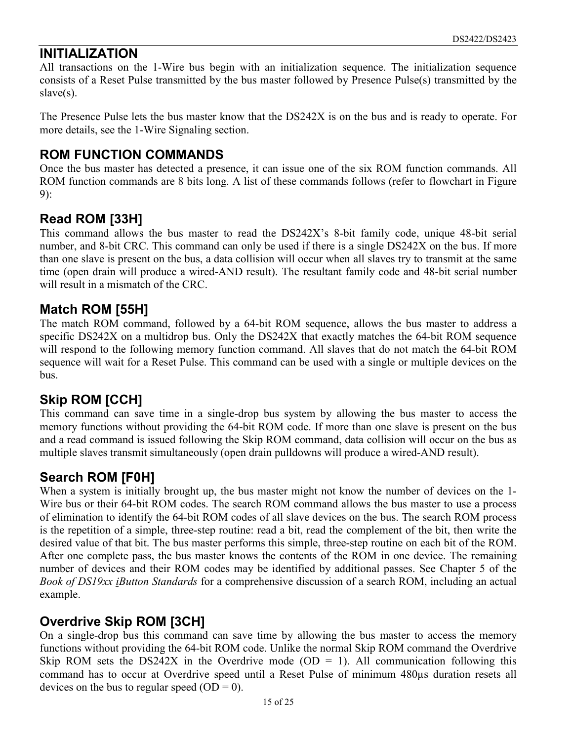## INITIALIZATION

All transactions on the 1-Wire bus begin with an initialization sequence. The initialization sequence consists of a Reset Pulse transmitted by the bus master followed by Presence Pulse(s) transmitted by the slave(s).

The Presence Pulse lets the bus master know that the DS242X is on the bus and is ready to operate. For more details, see the 1-Wire Signaling section.

## ROM FUNCTION COMMANDS

Once the bus master has detected a presence, it can issue one of the six ROM function commands. All ROM function commands are 8 bits long. A list of these commands follows (refer to flowchart in Figure 9):

### Read ROM [33H]

This command allows the bus master to read the DS242X's 8-bit family code, unique 48-bit serial number, and 8-bit CRC. This command can only be used if there is a single DS242X on the bus. If more than one slave is present on the bus, a data collision will occur when all slaves try to transmit at the same time (open drain will produce a wired-AND result). The resultant family code and 48-bit serial number will result in a mismatch of the CRC.

### Match ROM [55H]

The match ROM command, followed by a 64-bit ROM sequence, allows the bus master to address a specific DS242X on a multidrop bus. Only the DS242X that exactly matches the 64-bit ROM sequence will respond to the following memory function command. All slaves that do not match the 64-bit ROM sequence will wait for a Reset Pulse. This command can be used with a single or multiple devices on the bus.

### Skip ROM [CCH]

This command can save time in a single-drop bus system by allowing the bus master to access the memory functions without providing the 64-bit ROM code. If more than one slave is present on the bus and a read command is issued following the Skip ROM command, data collision will occur on the bus as multiple slaves transmit simultaneously (open drain pulldowns will produce a wired-AND result).

### Search ROM [F0H]

When a system is initially brought up, the bus master might not know the number of devices on the 1-Wire bus or their 64-bit ROM codes. The search ROM command allows the bus master to use a process of elimination to identify the 64-bit ROM codes of all slave devices on the bus. The search ROM process is the repetition of a simple, three-step routine: read a bit, read the complement of the bit, then write the desired value of that bit. The bus master performs this simple, three-step routine on each bit of the ROM. After one complete pass, the bus master knows the contents of the ROM in one device. The remaining number of devices and their ROM codes may be identified by additional passes. See Chapter 5 of the *Book of DS19xx iButton Standards* for a comprehensive discussion of a search ROM, including an actual example.

### Overdrive Skip ROM [3CH]

On a single-drop bus this command can save time by allowing the bus master to access the memory functions without providing the 64-bit ROM code. Unlike the normal Skip ROM command the Overdrive Skip ROM sets the DS242X in the Overdrive mode (OD = 1). All communication following this command has to occur at Overdrive speed until a Reset Pulse of minimum 480µs duration resets all devices on the bus to regular speed (OD = 0).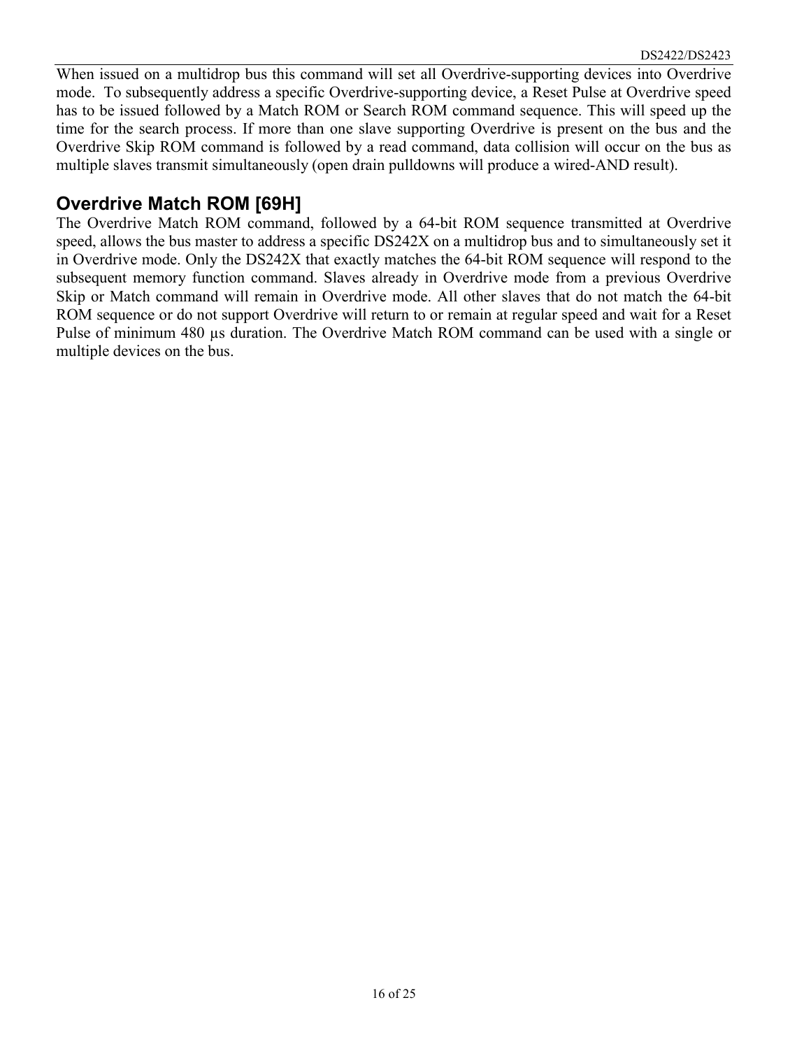When issued on a multidrop bus this command will set all Overdrive-supporting devices into Overdrive mode. To subsequently address a specific Overdrive-supporting device, a Reset Pulse at Overdrive speed has to be issued followed by a Match ROM or Search ROM command sequence. This will speed up the time for the search process. If more than one slave supporting Overdrive is present on the bus and the Overdrive Skip ROM command is followed by a read command, data collision will occur on the bus as multiple slaves transmit simultaneously (open drain pulldowns will produce a wired-AND result).

## Overdrive Match ROM [69H]

The Overdrive Match ROM command, followed by a 64-bit ROM sequence transmitted at Overdrive speed, allows the bus master to address a specific DS242X on a multidrop bus and to simultaneously set it in Overdrive mode. Only the DS242X that exactly matches the 64-bit ROM sequence will respond to the subsequent memory function command. Slaves already in Overdrive mode from a previous Overdrive Skip or Match command will remain in Overdrive mode. All other slaves that do not match the 64-bit ROM sequence or do not support Overdrive will return to or remain at regular speed and wait for a Reset Pulse of minimum 480 µs duration. The Overdrive Match ROM command can be used with a single or multiple devices on the bus.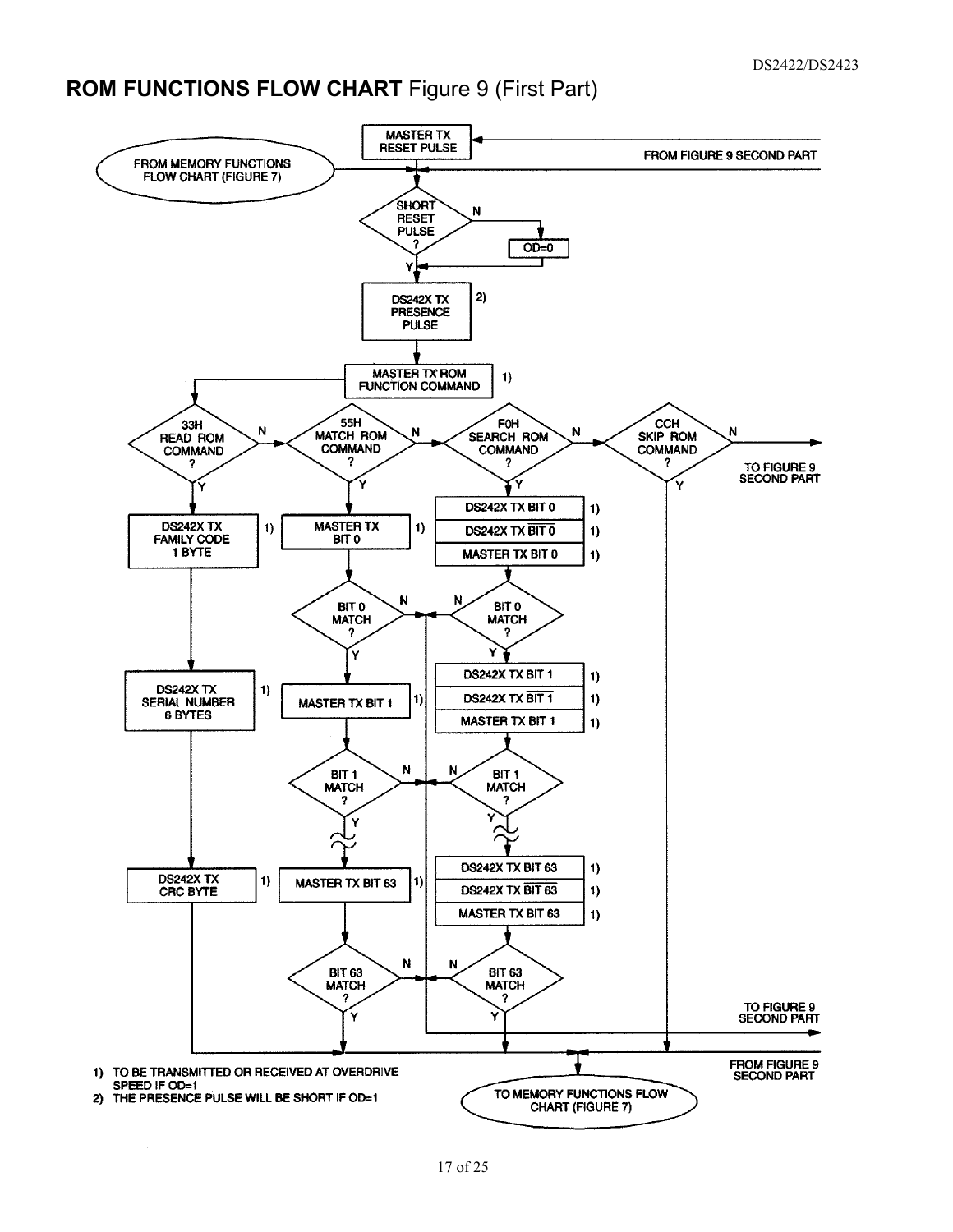## ROM FUNCTIONS FLOW CHART Figure 9 (First Part)

MASTER TX RESET PULSE

FROM FIGURE 9 SECOND PART

FROM MEMORY FUNCTIONS FLOW CHART (FIGURE 7)

SHORT RESET PULSE ? — N → OD=0; Y

DS242X TX PRESENCE PULSE 2)

MASTER TX ROM FUNCTION COMMAND 1)

33H READ ROM COMMAND ? — N → 55H MATCH ROM COMMAND ? — N → F0H SEARCH ROM COMMAND ? — N → CCH SKIP ROM COMMAND ? — N → TO FIGURE 9 SECOND PART

**Read ROM (33H), Y:**
- DS242X TX FAMILY CODE 1 BYTE 1)
- DS242X TX SERIAL NUMBER 6 BYTES 1)
- DS242X TX CRC BYTE 1)

**Match ROM (55H), Y:**
- MASTER TX BIT 0 1)
- BIT 0 MATCH ? (N / Y)
- MASTER TX BIT 1 1)
- BIT 1 MATCH ? (N / Y)
- MASTER TX BIT 63 1)
- BIT 63 MATCH ? (N / Y)

**Search ROM (F0H), Y:**
- DS242X TX BIT 0 1)
- DS242X TX $\overline{\text{BIT 0}}$ 1)
- MASTER TX BIT 0 1)
- BIT 0 MATCH ? (N / Y)
- DS242X TX BIT 1 1)
- DS242X TX $\overline{\text{BIT 1}}$ 1)
- MASTER TX BIT 1 1)
- BIT 1 MATCH ? (N / Y)
- DS242X TX BIT 63 1)
- DS242X TX $\overline{\text{BIT 63}}$ 1)
- MASTER TX BIT 63 1)
- BIT 63 MATCH ? (N / Y)

**Skip ROM (CCH), Y**

TO FIGURE 9 SECOND PART

FROM FIGURE 9 SECOND PART

TO MEMORY FUNCTIONS FLOW CHART (FIGURE 7)

1) TO BE TRANSMITTED OR RECEIVED AT OVERDRIVE SPEED IF OD=1
2) THE PRESENCE PULSE WILL BE SHORT IF OD=1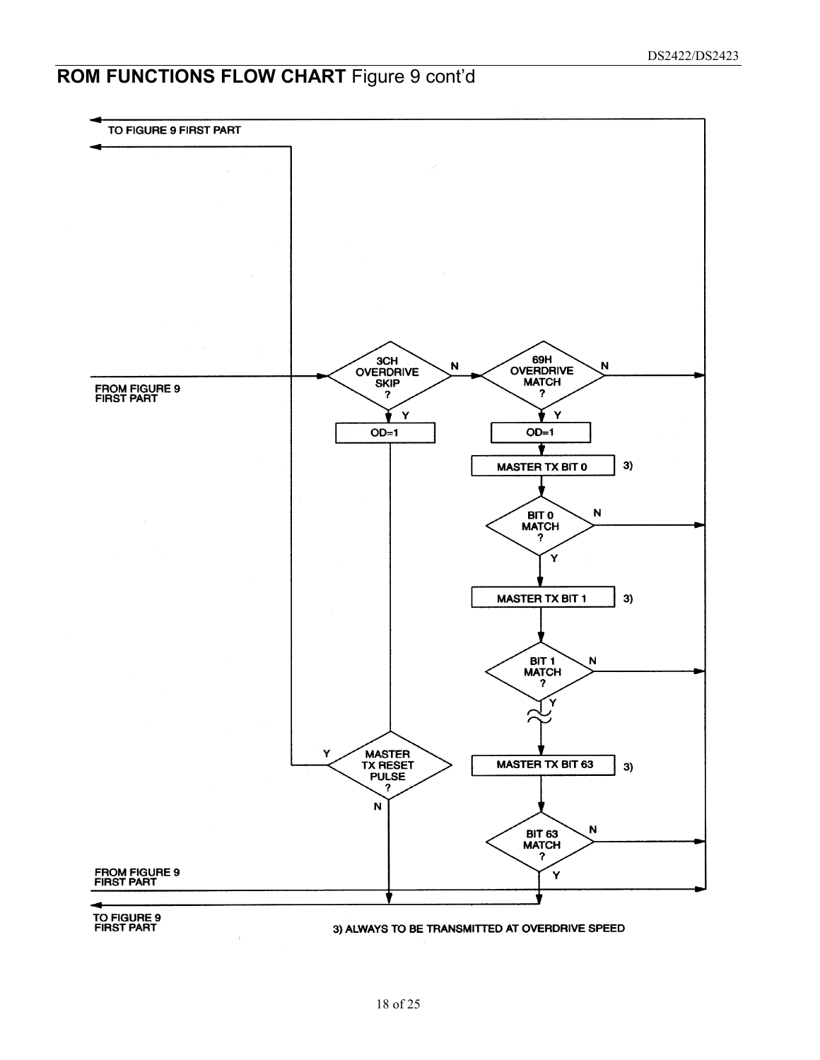## ROM FUNCTIONS FLOW CHART Figure 9 cont'd

TO FIGURE 9 FIRST PART

FROM FIGURE 9 FIRST PART

3CH OVERDRIVE SKIP ?

N

Y

OD=1

69H OVERDRIVE MATCH ?

N

Y

OD=1

MASTER TX BIT 0 3)

BIT 0 MATCH ?

N

Y

MASTER TX BIT 1 3)

BIT 1 MATCH ?

N

Y

MASTER TX RESET PULSE ?

Y

N

MASTER TX BIT 63 3)

BIT 63 MATCH ?

N

Y

FROM FIGURE 9 FIRST PART

TO FIGURE 9 FIRST PART

3) ALWAYS TO BE TRANSMITTED AT OVERDRIVE SPEED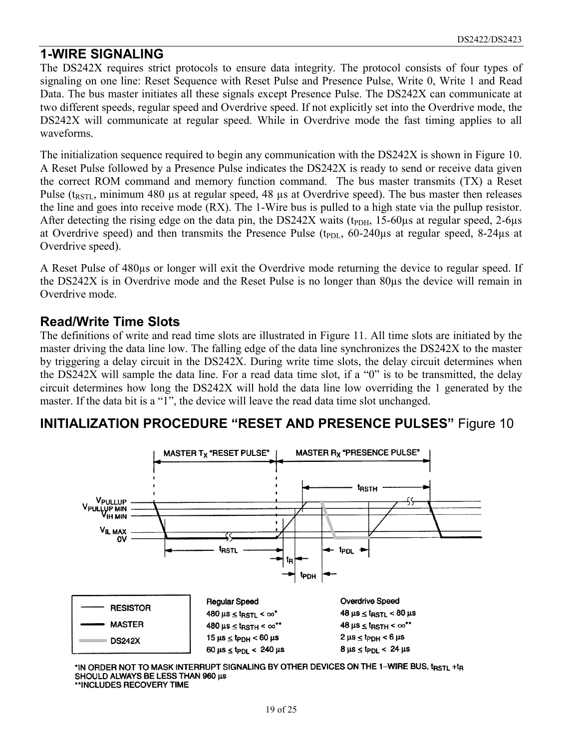## 1-WIRE SIGNALING

The DS242X requires strict protocols to ensure data integrity. The protocol consists of four types of signaling on one line: Reset Sequence with Reset Pulse and Presence Pulse, Write 0, Write 1 and Read Data. The bus master initiates all these signals except Presence Pulse. The DS242X can communicate at two different speeds, regular speed and Overdrive speed. If not explicitly set into the Overdrive mode, the DS242X will communicate at regular speed. While in Overdrive mode the fast timing applies to all waveforms.

The initialization sequence required to begin any communication with the DS242X is shown in Figure 10. A Reset Pulse followed by a Presence Pulse indicates the DS242X is ready to send or receive data given the correct ROM command and memory function command. The bus master transmits (TX) a Reset Pulse ($t_{RSTL}$, minimum 480 µs at regular speed, 48 µs at Overdrive speed). The bus master then releases the line and goes into receive mode (RX). The 1-Wire bus is pulled to a high state via the pullup resistor. After detecting the rising edge on the data pin, the DS242X waits ($t_{PDH}$, 15-60µs at regular speed, 2-6µs at Overdrive speed) and then transmits the Presence Pulse ($t_{PDL}$, 60-240µs at regular speed, 8-24µs at Overdrive speed).

A Reset Pulse of 480µs or longer will exit the Overdrive mode returning the device to regular speed. If the DS242X is in Overdrive mode and the Reset Pulse is no longer than 80µs the device will remain in Overdrive mode.

### Read/Write Time Slots

The definitions of write and read time slots are illustrated in Figure 11. All time slots are initiated by the master driving the data line low. The falling edge of the data line synchronizes the DS242X to the master by triggering a delay circuit in the DS242X. During write time slots, the delay circuit determines when the DS242X will sample the data line. For a read data time slot, if a "0" is to be transmitted, the delay circuit determines how long the DS242X will hold the data line low overriding the 1 generated by the master. If the data bit is a "1", the device will leave the read data time slot unchanged.

## INITIALIZATION PROCEDURE "RESET AND PRESENCE PULSES" Figure 10

| Regular Speed | Overdrive Speed |
|---|---|
| 480 µs ≤ $t_{RSTL}$ < ∞* | 48 µs ≤ $t_{RSTL}$ < 80 µs |
| 480 µs ≤ $t_{RSTH}$ < ∞** | 48 µs ≤ $t_{RSTH}$ < ∞** |
| 15 µs ≤ $t_{PDH}$ < 60 µs | 2 µs ≤ $t_{PDH}$ < 6 µs |
| 60 µs ≤ $t_{PDL}$ < 240 µs | 8 µs ≤ $t_{PDL}$ < 24 µs |

*IN ORDER NOT TO MASK INTERRUPT SIGNALING BY OTHER DEVICES ON THE 1-WIRE BUS, $t_{RSTL}$ + $t_R$ SHOULD ALWAYS BE LESS THAN 960 µs

**INCLUDES RECOVERY TIME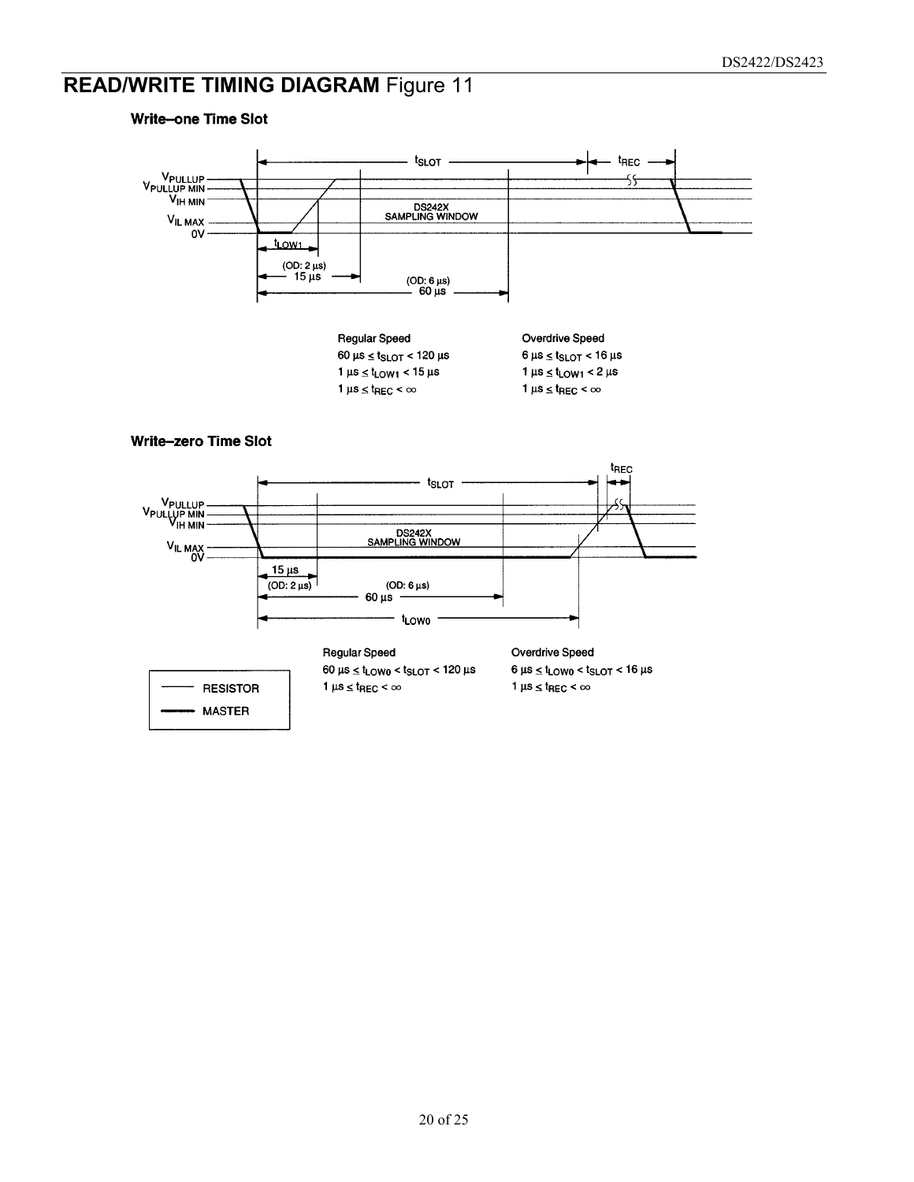## READ/WRITE TIMING DIAGRAM Figure 11

### Write–one Time Slot

$V_{PULLUP}$
$V_{PULLUP\ MIN}$
$V_{IH\ MIN}$
$V_{IL\ MAX}$
0V

$t_{SLOT}$ $t_{REC}$

DS242X SAMPLING WINDOW

$t_{LOW1}$

(OD: 2 µs) 15 µs

(OD: 6 µs) 60 µs

| Regular Speed | Overdrive Speed |
|---|---|
| $60\ \mu s \le t_{SLOT} < 120\ \mu s$ | $6\ \mu s \le t_{SLOT} < 16\ \mu s$ |
| $1\ \mu s \le t_{LOW1} < 15\ \mu s$ | $1\ \mu s \le t_{LOW1} < 2\ \mu s$ |
| $1\ \mu s \le t_{REC} < \infty$ | $1\ \mu s \le t_{REC} < \infty$ |

### Write–zero Time Slot

$V_{PULLUP}$
$V_{PULLUP\ MIN}$
$V_{IH\ MIN}$
$V_{IL\ MAX}$
0V

$t_{SLOT}$ $t_{REC}$

DS242X SAMPLING WINDOW

15 µs (OD: 2 µs)

(OD: 6 µs) 60 µs

$t_{LOW0}$

| Regular Speed | Overdrive Speed |
|---|---|
| $60\ \mu s \le t_{LOW0} < t_{SLOT} < 120\ \mu s$ | $6\ \mu s \le t_{LOW0} < t_{SLOT} < 16\ \mu s$ |
| $1\ \mu s \le t_{REC} < \infty$ | $1\ \mu s \le t_{REC} < \infty$ |

—— RESISTOR
━━ MASTER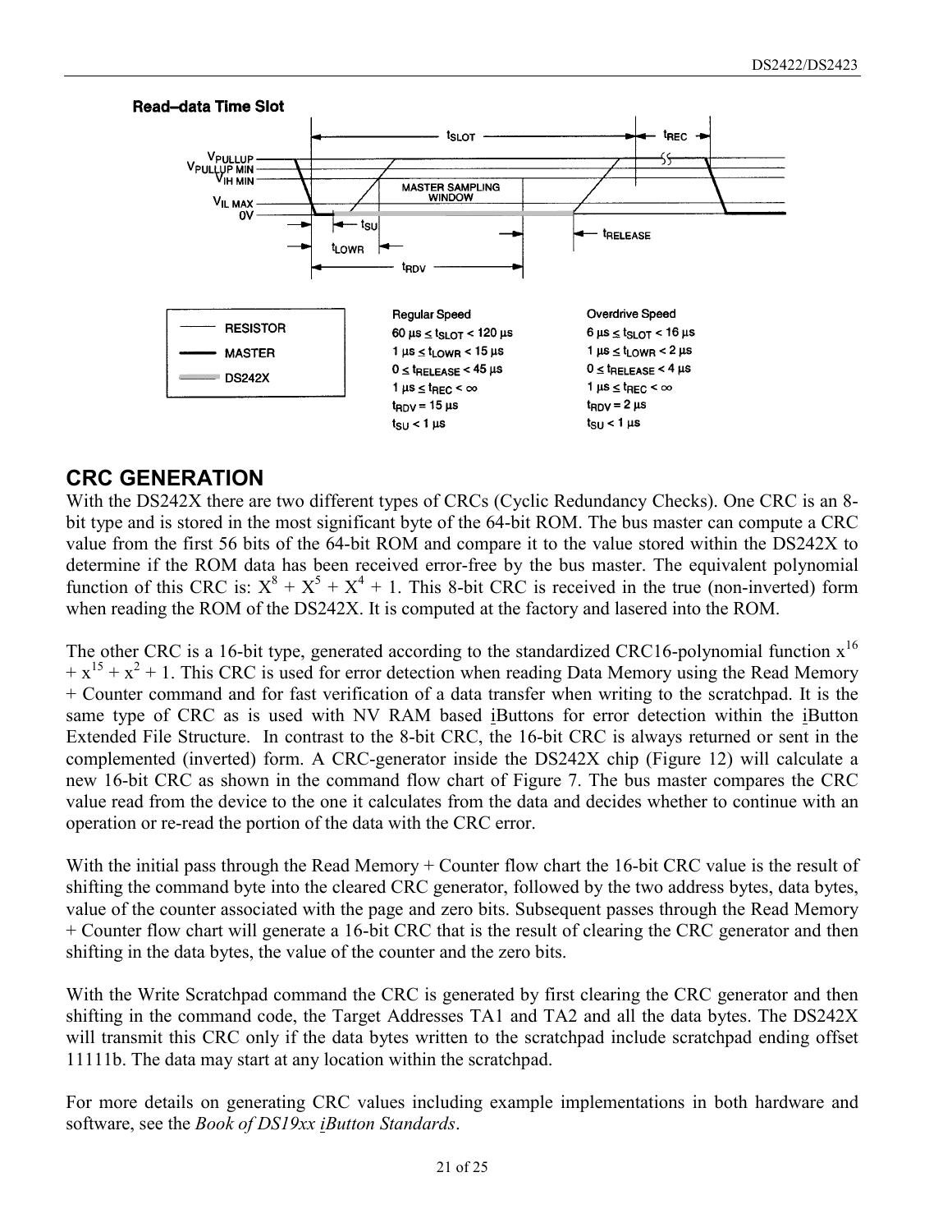**Read–data Time Slot**

| Regular Speed | Overdrive Speed |
|---|---|
| $60\ \mu s \le t_{SLOT} < 120\ \mu s$ | $6\ \mu s \le t_{SLOT} < 16\ \mu s$ |
| $1\ \mu s \le t_{LOWR} < 15\ \mu s$ | $1\ \mu s \le t_{LOWR} < 2\ \mu s$ |
| $0 \le t_{RELEASE} < 45\ \mu s$ | $0 \le t_{RELEASE} < 4\ \mu s$ |
| $1\ \mu s \le t_{REC} < \infty$ | $1\ \mu s \le t_{REC} < \infty$ |
| $t_{RDV} = 15\ \mu s$ | $t_{RDV} = 2\ \mu s$ |
| $t_{SU} < 1\ \mu s$ | $t_{SU} < 1\ \mu s$ |

## CRC GENERATION

With the DS242X there are two different types of CRCs (Cyclic Redundancy Checks). One CRC is an 8-bit type and is stored in the most significant byte of the 64-bit ROM. The bus master can compute a CRC value from the first 56 bits of the 64-bit ROM and compare it to the value stored within the DS242X to determine if the ROM data has been received error-free by the bus master. The equivalent polynomial function of this CRC is: $X^8 + X^5 + X^4 + 1$. This 8-bit CRC is received in the true (non-inverted) form when reading the ROM of the DS242X. It is computed at the factory and lasered into the ROM.

The other CRC is a 16-bit type, generated according to the standardized CRC16-polynomial function $x^{16} + x^{15} + x^2 + 1$. This CRC is used for error detection when reading Data Memory using the Read Memory + Counter command and for fast verification of a data transfer when writing to the scratchpad. It is the same type of CRC as is used with NV RAM based iButtons for error detection within the iButton Extended File Structure. In contrast to the 8-bit CRC, the 16-bit CRC is always returned or sent in the complemented (inverted) form. A CRC-generator inside the DS242X chip (Figure 12) will calculate a new 16-bit CRC as shown in the command flow chart of Figure 7. The bus master compares the CRC value read from the device to the one it calculates from the data and decides whether to continue with an operation or re-read the portion of the data with the CRC error.

With the initial pass through the Read Memory + Counter flow chart the 16-bit CRC value is the result of shifting the command byte into the cleared CRC generator, followed by the two address bytes, data bytes, value of the counter associated with the page and zero bits. Subsequent passes through the Read Memory + Counter flow chart will generate a 16-bit CRC that is the result of clearing the CRC generator and then shifting in the data bytes, the value of the counter and the zero bits.

With the Write Scratchpad command the CRC is generated by first clearing the CRC generator and then shifting in the command code, the Target Addresses TA1 and TA2 and all the data bytes. The DS242X will transmit this CRC only if the data bytes written to the scratchpad include scratchpad ending offset 11111b. The data may start at any location within the scratchpad.

For more details on generating CRC values including example implementations in both hardware and software, see the *Book of DS19xx iButton Standards*.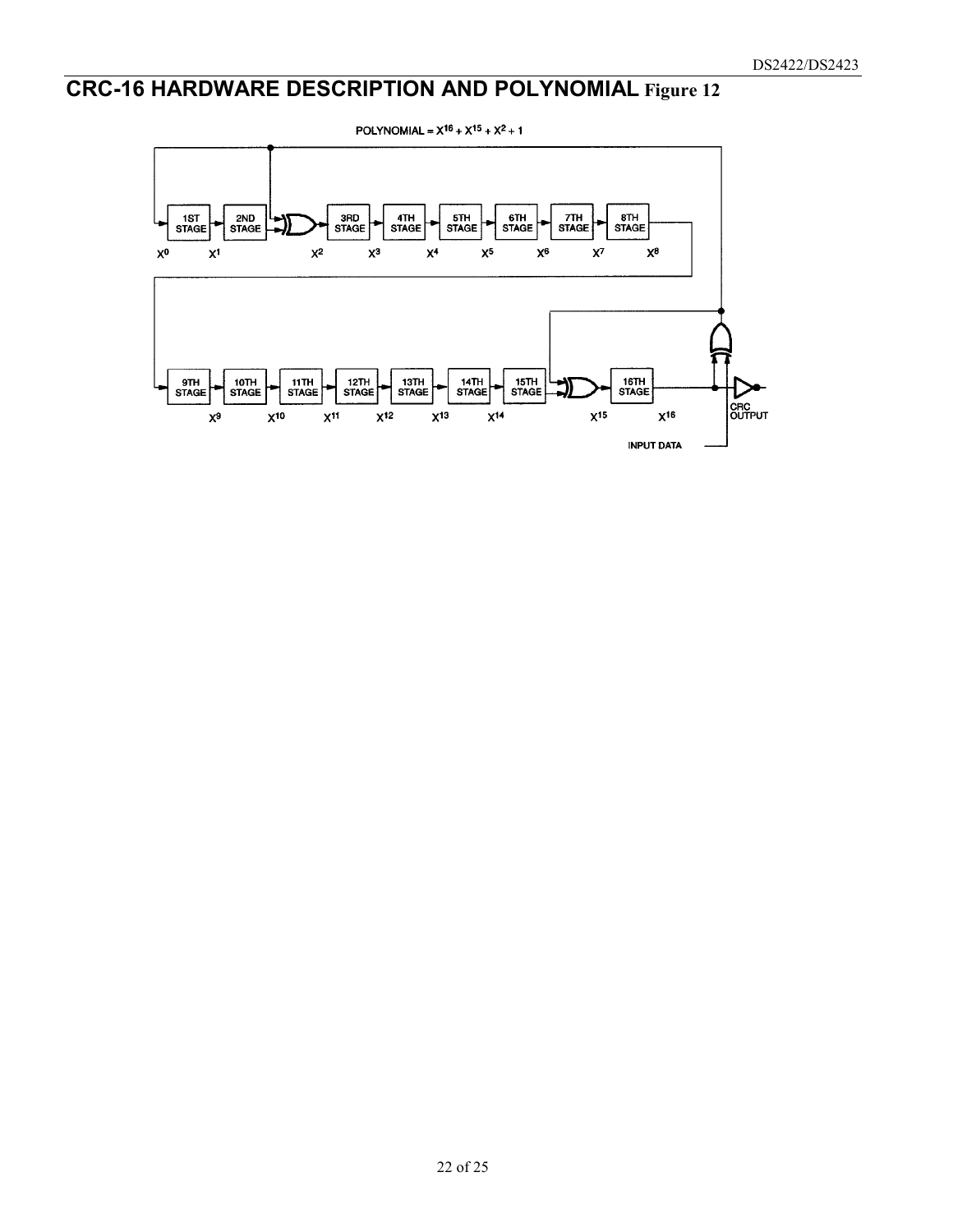# CRC-16 HARDWARE DESCRIPTION AND POLYNOMIAL Figure 12

POLYNOMIAL = $X^{16} + X^{15} + X^2 + 1$

1ST STAGE, 2ND STAGE, 3RD STAGE, 4TH STAGE, 5TH STAGE, 6TH STAGE, 7TH STAGE, 8TH STAGE

$X^0$ $X^1$ $X^2$ $X^3$ $X^4$ $X^5$ $X^6$ $X^7$ $X^8$

9TH STAGE, 10TH STAGE, 11TH STAGE, 12TH STAGE, 13TH STAGE, 14TH STAGE, 15TH STAGE, 16TH STAGE

$X^9$ $X^{10}$ $X^{11}$ $X^{12}$ $X^{13}$ $X^{14}$ $X^{15}$ $X^{16}$

CRC OUTPUT

INPUT DATA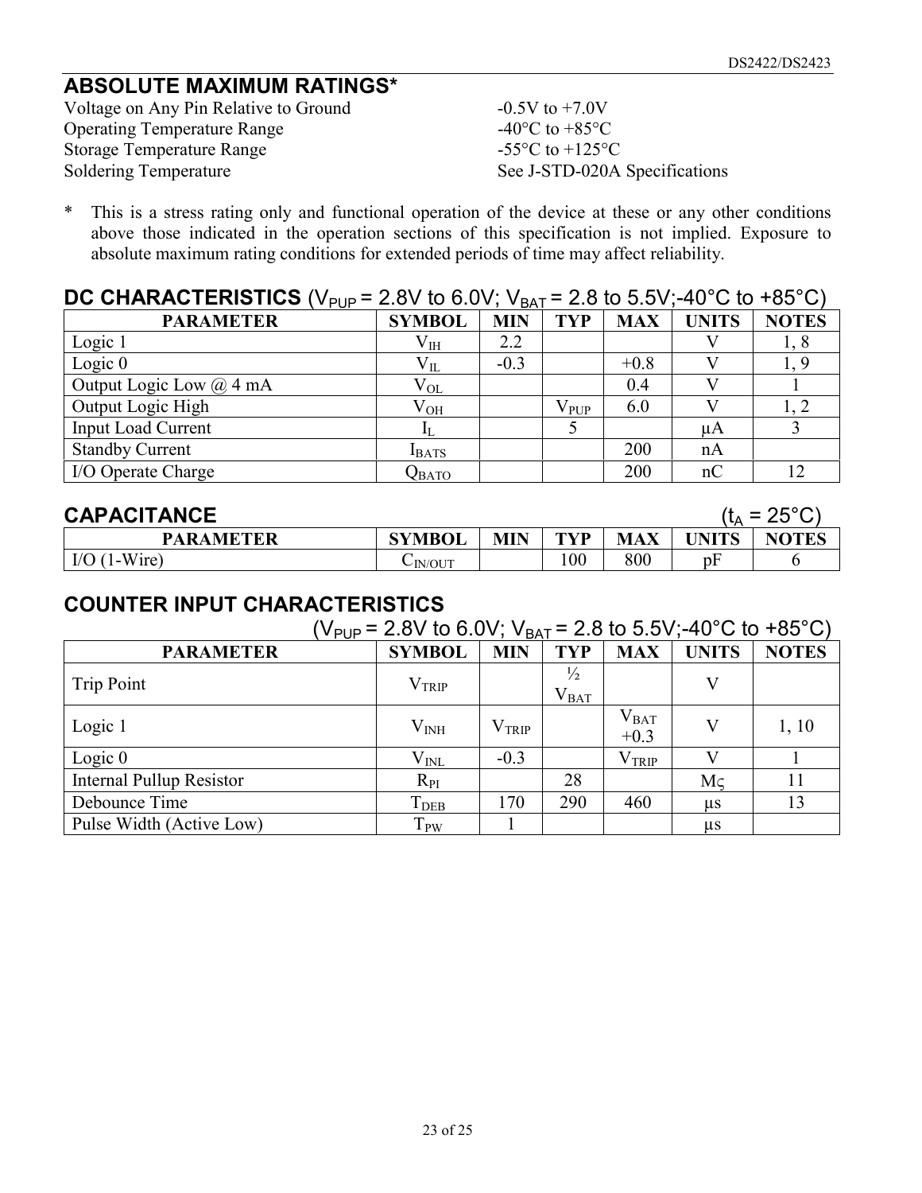## ABSOLUTE MAXIMUM RATINGS*

| | |
|---|---|
| Voltage on Any Pin Relative to Ground | -0.5V to +7.0V |
| Operating Temperature Range | -40°C to +85°C |
| Storage Temperature Range | -55°C to +125°C |
| Soldering Temperature | See J-STD-020A Specifications |

\* This is a stress rating only and functional operation of the device at these or any other conditions above those indicated in the operation sections of this specification is not implied. Exposure to absolute maximum rating conditions for extended periods of time may affect reliability.

## DC CHARACTERISTICS ($V_{PUP}$ = 2.8V to 6.0V; $V_{BAT}$ = 2.8 to 5.5V;-40°C to +85°C)

| PARAMETER | SYMBOL | MIN | TYP | MAX | UNITS | NOTES |
|---|---|---|---|---|---|---|
| Logic 1 | $V_{IH}$ | 2.2 | | | V | 1, 8 |
| Logic 0 | $V_{IL}$ | -0.3 | | +0.8 | V | 1, 9 |
| Output Logic Low @ 4 mA | $V_{OL}$ | | | 0.4 | V | 1 |
| Output Logic High | $V_{OH}$ | | $V_{PUP}$ | 6.0 | V | 1, 2 |
| Input Load Current | $I_L$ | | 5 | | µA | 3 |
| Standby Current | $I_{BATS}$ | | | 200 | nA | |
| I/O Operate Charge | $Q_{BATO}$ | | | 200 | nC | 12 |

## CAPACITANCE ($t_A$ = 25°C)

| PARAMETER | SYMBOL | MIN | TYP | MAX | UNITS | NOTES |
|---|---|---|---|---|---|---|
| I/O (1-Wire) | $C_{IN/OUT}$ | | 100 | 800 | pF | 6 |

## COUNTER INPUT CHARACTERISTICS

($V_{PUP}$ = 2.8V to 6.0V; $V_{BAT}$ = 2.8 to 5.5V;-40°C to +85°C)

| PARAMETER | SYMBOL | MIN | TYP | MAX | UNITS | NOTES |
|---|---|---|---|---|---|---|
| Trip Point | $V_{TRIP}$ | | ½ $V_{BAT}$ | | V | |
| Logic 1 | $V_{INH}$ | $V_{TRIP}$ | | $V_{BAT}$ +0.3 | V | 1, 10 |
| Logic 0 | $V_{INL}$ | -0.3 | | $V_{TRIP}$ | V | 1 |
| Internal Pullup Resistor | $R_{PI}$ | | 28 | | MΩ | 11 |
| Debounce Time | $T_{DEB}$ | 170 | 290 | 460 | µs | 13 |
| Pulse Width (Active Low) | $T_{PW}$ | 1 | | | µs | |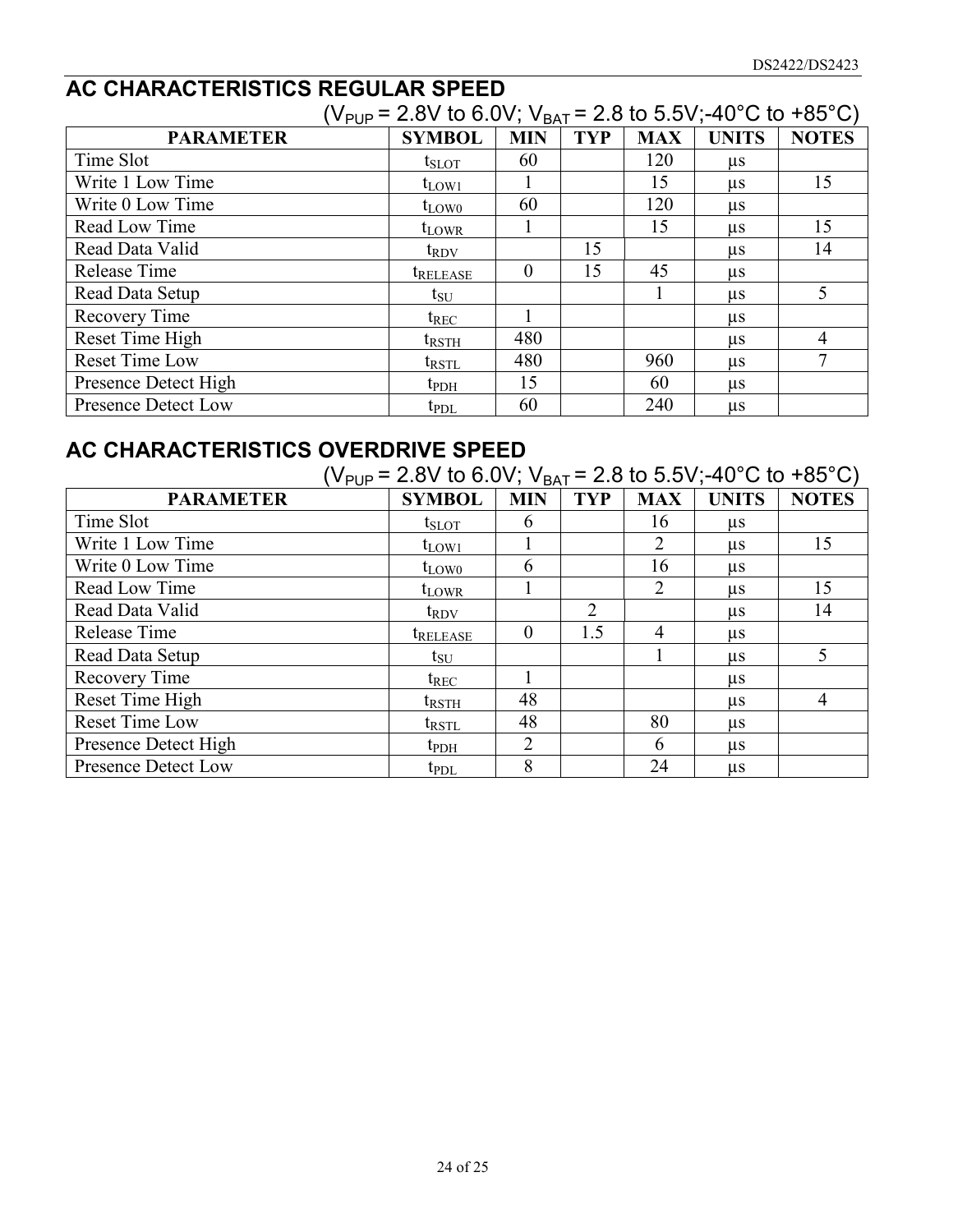## AC CHARACTERISTICS REGULAR SPEED

($V_{PUP}$ = 2.8V to 6.0V; $V_{BAT}$ = 2.8 to 5.5V;-40°C to +85°C)

| PARAMETER | SYMBOL | MIN | TYP | MAX | UNITS | NOTES |
|---|---|---|---|---|---|---|
| Time Slot | $t_{SLOT}$ | 60 | | 120 | µs | |
| Write 1 Low Time | $t_{LOW1}$ | 1 | | 15 | µs | 15 |
| Write 0 Low Time | $t_{LOW0}$ | 60 | | 120 | µs | |
| Read Low Time | $t_{LOWR}$ | 1 | | 15 | µs | 15 |
| Read Data Valid | $t_{RDV}$ | | 15 | | µs | 14 |
| Release Time | $t_{RELEASE}$ | 0 | 15 | 45 | µs | |
| Read Data Setup | $t_{SU}$ | | | 1 | µs | 5 |
| Recovery Time | $t_{REC}$ | 1 | | | µs | |
| Reset Time High | $t_{RSTH}$ | 480 | | | µs | 4 |
| Reset Time Low | $t_{RSTL}$ | 480 | | 960 | µs | 7 |
| Presence Detect High | $t_{PDH}$ | 15 | | 60 | µs | |
| Presence Detect Low | $t_{PDL}$ | 60 | | 240 | µs | |

## AC CHARACTERISTICS OVERDRIVE SPEED

($V_{PUP}$ = 2.8V to 6.0V; $V_{BAT}$ = 2.8 to 5.5V;-40°C to +85°C)

| PARAMETER | SYMBOL | MIN | TYP | MAX | UNITS | NOTES |
|---|---|---|---|---|---|---|
| Time Slot | $t_{SLOT}$ | 6 | | 16 | µs | |
| Write 1 Low Time | $t_{LOW1}$ | 1 | | 2 | µs | 15 |
| Write 0 Low Time | $t_{LOW0}$ | 6 | | 16 | µs | |
| Read Low Time | $t_{LOWR}$ | 1 | | 2 | µs | 15 |
| Read Data Valid | $t_{RDV}$ | | 2 | | µs | 14 |
| Release Time | $t_{RELEASE}$ | 0 | 1.5 | 4 | µs | |
| Read Data Setup | $t_{SU}$ | | | 1 | µs | 5 |
| Recovery Time | $t_{REC}$ | 1 | | | µs | |
| Reset Time High | $t_{RSTH}$ | 48 | | | µs | 4 |
| Reset Time Low | $t_{RSTL}$ | 48 | | 80 | µs | |
| Presence Detect High | $t_{PDH}$ | 2 | | 6 | µs | |
| Presence Detect Low | $t_{PDL}$ | 8 | | 24 | µs | |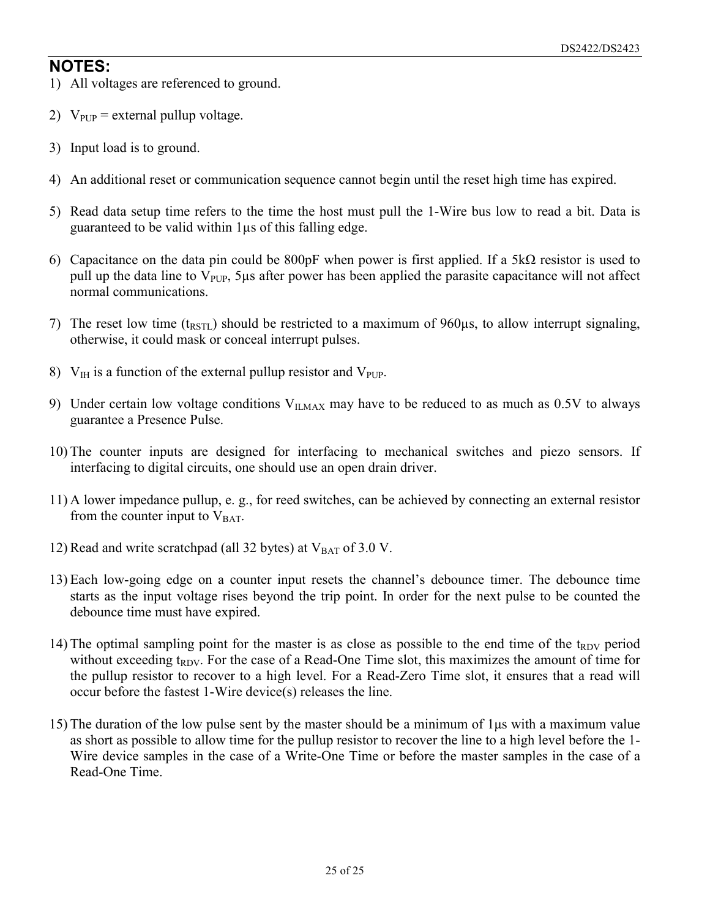## NOTES:

1) All voltages are referenced to ground.

2) $V_{PUP}$ = external pullup voltage.

3) Input load is to ground.

4) An additional reset or communication sequence cannot begin until the reset high time has expired.

5) Read data setup time refers to the time the host must pull the 1-Wire bus low to read a bit. Data is guaranteed to be valid within 1µs of this falling edge.

6) Capacitance on the data pin could be 800pF when power is first applied. If a 5kΩ resistor is used to pull up the data line to $V_{PUP}$, 5µs after power has been applied the parasite capacitance will not affect normal communications.

7) The reset low time ($t_{RSTL}$) should be restricted to a maximum of 960µs, to allow interrupt signaling, otherwise, it could mask or conceal interrupt pulses.

8) $V_{IH}$ is a function of the external pullup resistor and $V_{PUP}$.

9) Under certain low voltage conditions $V_{ILMAX}$ may have to be reduced to as much as 0.5V to always guarantee a Presence Pulse.

10) The counter inputs are designed for interfacing to mechanical switches and piezo sensors. If interfacing to digital circuits, one should use an open drain driver.

11) A lower impedance pullup, e. g., for reed switches, can be achieved by connecting an external resistor from the counter input to $V_{BAT}$.

12) Read and write scratchpad (all 32 bytes) at $V_{BAT}$ of 3.0 V.

13) Each low-going edge on a counter input resets the channel's debounce timer. The debounce time starts as the input voltage rises beyond the trip point. In order for the next pulse to be counted the debounce time must have expired.

14) The optimal sampling point for the master is as close as possible to the end time of the $t_{RDV}$ period without exceeding $t_{RDV}$. For the case of a Read-One Time slot, this maximizes the amount of time for the pullup resistor to recover to a high level. For a Read-Zero Time slot, it ensures that a read will occur before the fastest 1-Wire device(s) releases the line.

15) The duration of the low pulse sent by the master should be a minimum of 1µs with a maximum value as short as possible to allow time for the pullup resistor to recover the line to a high level before the 1-Wire device samples in the case of a Write-One Time or before the master samples in the case of a Read-One Time.